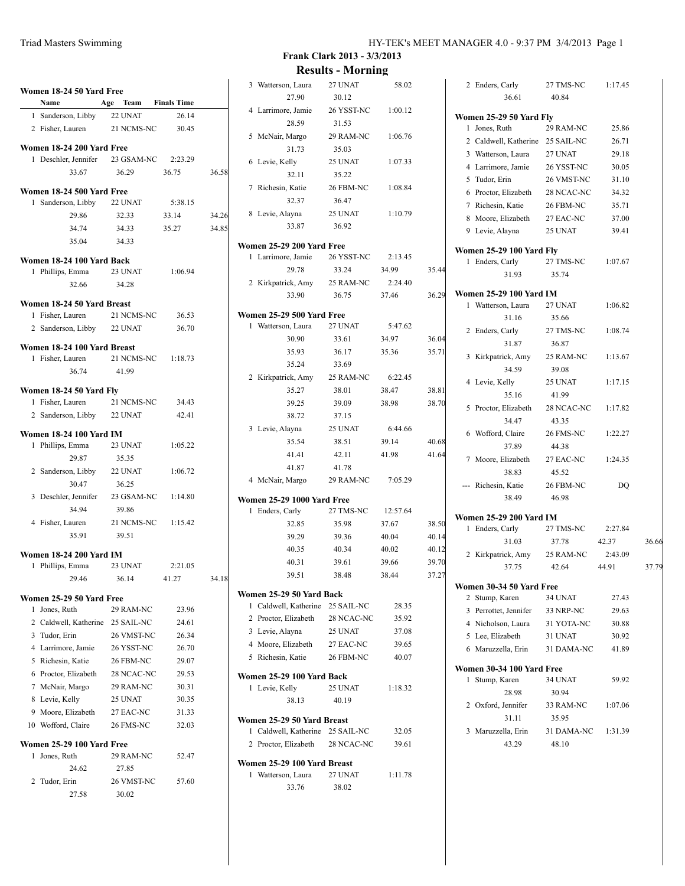Triad Masters Swimming

HY-TEK's MEET MANAGER 4.0 - 9:37 PM 3/4/2013 Page 1

# Frank Clark 2013 - 3/3/2013

## Results - Morning

### Women 18-24 50 Yard Free

| Name | Age | Team | Finals Time |
|---|---|---|---|
| 1 Sanderson, Libby | 22 | UNAT | 26.14 |
| 2 Fisher, Lauren | 21 | NCMS-NC | 30.45 |

### Women 18-24 200 Yard Free

1 Deschler, Jennifer 23 GSAM-NC 2:23.29
33.67 36.29 36.75 36.58

### Women 18-24 500 Yard Free

1 Sanderson, Libby 22 UNAT 5:38.15
29.86 32.33 33.14 34.26
34.74 34.33 35.27 34.85
35.04 34.33

### Women 18-24 100 Yard Back

1 Phillips, Emma 23 UNAT 1:06.94
32.66 34.28

### Women 18-24 50 Yard Breast

1 Fisher, Lauren 21 NCMS-NC 36.53
2 Sanderson, Libby 22 UNAT 36.70

### Women 18-24 100 Yard Breast

1 Fisher, Lauren 21 NCMS-NC 1:18.73
36.74 41.99

### Women 18-24 50 Yard Fly

1 Fisher, Lauren 21 NCMS-NC 34.43
2 Sanderson, Libby 22 UNAT 42.41

### Women 18-24 100 Yard IM

1 Phillips, Emma 23 UNAT 1:05.22
29.87 35.35
2 Sanderson, Libby 22 UNAT 1:06.72
30.47 36.25
3 Deschler, Jennifer 23 GSAM-NC 1:14.80
34.94 39.86
4 Fisher, Lauren 21 NCMS-NC 1:15.42
35.91 39.51

### Women 18-24 200 Yard IM

1 Phillips, Emma 23 UNAT 2:21.05
29.46 36.14 41.27 34.18

### Women 25-29 50 Yard Free

1 Jones, Ruth 29 RAM-NC 23.96
2 Caldwell, Katherine 25 SAIL-NC 24.61
3 Tudor, Erin 26 VMST-NC 26.34
4 Larrimore, Jamie 26 YSST-NC 26.70
5 Richesin, Katie 26 FBM-NC 29.07
6 Proctor, Elizabeth 28 NCAC-NC 29.53
7 McNair, Margo 29 RAM-NC 30.31
8 Levie, Kelly 25 UNAT 30.35
9 Moore, Elizabeth 27 EAC-NC 31.33
10 Wofford, Claire 26 FMS-NC 32.03

### Women 25-29 100 Yard Free

1 Jones, Ruth 29 RAM-NC 52.47
24.62 27.85
2 Tudor, Erin 26 VMST-NC 57.60
27.58 30.02
3 Watterson, Laura 27 UNAT 58.02
27.90 30.12
4 Larrimore, Jamie 26 YSST-NC 1:00.12
28.59 31.53
5 McNair, Margo 29 RAM-NC 1:06.76
31.73 35.03
6 Levie, Kelly 25 UNAT 1:07.33
32.11 35.22
7 Richesin, Katie 26 FBM-NC 1:08.84
32.37 36.47
8 Levie, Alayna 25 UNAT 1:10.79
33.87 36.92

### Women 25-29 200 Yard Free

1 Larrimore, Jamie 26 YSST-NC 2:13.45
29.78 33.24 34.99 35.44
2 Kirkpatrick, Amy 25 RAM-NC 2:24.40
33.90 36.75 37.46 36.29

### Women 25-29 500 Yard Free

1 Watterson, Laura 27 UNAT 5:47.62
30.90 33.61 34.97 36.04
35.93 36.17 35.36 35.71
35.24 33.69
2 Kirkpatrick, Amy 25 RAM-NC 6:22.45
35.27 38.01 38.47 38.81
39.25 39.09 38.98 38.70
38.72 37.15
3 Levie, Alayna 25 UNAT 6:44.66
35.54 38.51 39.14 40.68
41.41 42.11 41.98 41.64
41.87 41.78
4 McNair, Margo 29 RAM-NC 7:05.29

### Women 25-29 1000 Yard Free

1 Enders, Carly 27 TMS-NC 12:57.64
32.85 35.98 37.67 38.50
39.29 39.36 40.04 40.14
40.35 40.34 40.02 40.12
40.31 39.61 39.66 39.70
39.51 38.48 38.44 37.27

### Women 25-29 50 Yard Back

1 Caldwell, Katherine 25 SAIL-NC 28.35
2 Proctor, Elizabeth 28 NCAC-NC 35.92
3 Levie, Alayna 25 UNAT 37.08
4 Moore, Elizabeth 27 EAC-NC 39.65
5 Richesin, Katie 26 FBM-NC 40.07

### Women 25-29 100 Yard Back

1 Levie, Kelly 25 UNAT 1:18.32
38.13 40.19

### Women 25-29 50 Yard Breast

1 Caldwell, Katherine 25 SAIL-NC 32.05
2 Proctor, Elizabeth 28 NCAC-NC 39.61

### Women 25-29 100 Yard Breast

1 Watterson, Laura 27 UNAT 1:11.78
33.76 38.02
2 Enders, Carly 27 TMS-NC 1:17.45
36.61 40.84

### Women 25-29 50 Yard Fly

1 Jones, Ruth 29 RAM-NC 25.86
2 Caldwell, Katherine 25 SAIL-NC 26.71
3 Watterson, Laura 27 UNAT 29.18
4 Larrimore, Jamie 26 YSST-NC 30.05
5 Tudor, Erin 26 VMST-NC 31.10
6 Proctor, Elizabeth 28 NCAC-NC 34.32
7 Richesin, Katie 26 FBM-NC 35.71
8 Moore, Elizabeth 27 EAC-NC 37.00
9 Levie, Alayna 25 UNAT 39.41

### Women 25-29 100 Yard Fly

1 Enders, Carly 27 TMS-NC 1:07.67
31.93 35.74

### Women 25-29 100 Yard IM

1 Watterson, Laura 27 UNAT 1:06.82
31.16 35.66
2 Enders, Carly 27 TMS-NC 1:08.74
31.87 36.87
3 Kirkpatrick, Amy 25 RAM-NC 1:13.67
34.59 39.08
4 Levie, Kelly 25 UNAT 1:17.15
35.16 41.99
5 Proctor, Elizabeth 28 NCAC-NC 1:17.82
34.47 43.35
6 Wofford, Claire 26 FMS-NC 1:22.27
37.89 44.38
7 Moore, Elizabeth 27 EAC-NC 1:24.35
38.83 45.52
--- Richesin, Katie 26 FBM-NC DQ
38.49 46.98

### Women 25-29 200 Yard IM

1 Enders, Carly 27 TMS-NC 2:27.84
31.03 37.78 42.37 36.66
2 Kirkpatrick, Amy 25 RAM-NC 2:43.09
37.75 42.64 44.91 37.79

### Women 30-34 50 Yard Free

2 Stump, Karen 34 UNAT 27.43
3 Perrottet, Jennifer 33 NRP-NC 29.63
4 Nicholson, Laura 31 YOTA-NC 30.88
5 Lee, Elizabeth 31 UNAT 30.92
6 Maruzzella, Erin 31 DAMA-NC 41.89

### Women 30-34 100 Yard Free

1 Stump, Karen 34 UNAT 59.92
28.98 30.94
2 Oxford, Jennifer 33 RAM-NC 1:07.06
31.11 35.95
3 Maruzzella, Erin 31 DAMA-NC 1:31.39
43.29 48.10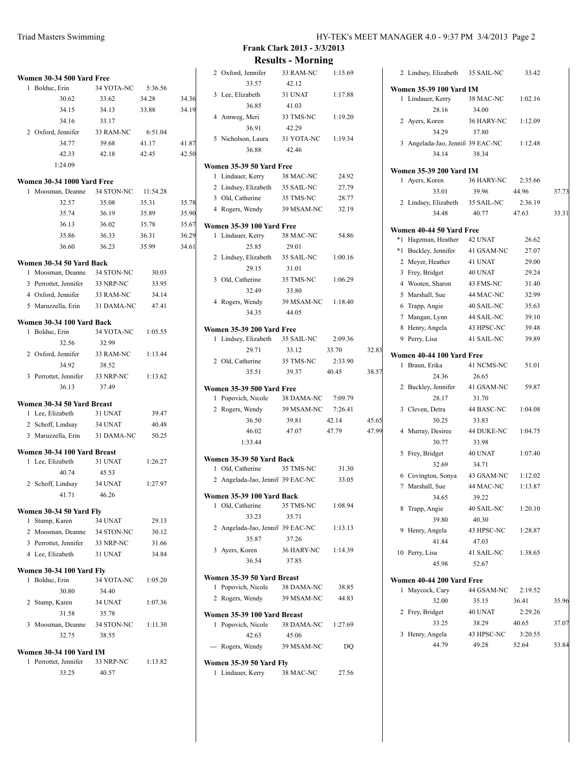## Frank Clark 2013 - 3/3/2013

## Results - Morning

### Women 30-34 500 Yard Free

| | | | | |
|---|---|---|---|---|
| 1 Bolduc, Erin | 34 YOTA-NC | 5:36.56 | | |
| | 30.62 | 33.62 | 34.28 | 34.36 |
| | 34.15 | 34.13 | 33.88 | 34.19 |
| | 34.16 | 33.17 | | |
| 2 Oxford, Jennifer | 33 RAM-NC | 6:51.04 | | |
| | 34.77 | 39.68 | 41.17 | 41.87 |
| | 42.33 | 42.18 | 42.45 | 42.50 |
| | 1:24.09 | | | |

### Women 30-34 1000 Yard Free

| | | | | |
|---|---|---|---|---|
| 1 Moosman, Deanne | 34 STON-NC | 11:54.28 | | |
| | 32.57 | 35.08 | 35.31 | 35.78 |
| | 35.74 | 36.19 | 35.89 | 35.90 |
| | 36.13 | 36.02 | 35.78 | 35.67 |
| | 35.86 | 36.33 | 36.31 | 36.29 |
| | 36.60 | 36.23 | 35.99 | 34.61 |

### Women 30-34 50 Yard Back

| | | |
|---|---|---|
| 1 Moosman, Deanne | 34 STON-NC | 30.03 |
| 3 Perrottet, Jennifer | 33 NRP-NC | 33.95 |
| 4 Oxford, Jennifer | 33 RAM-NC | 34.14 |
| 5 Maruzzella, Erin | 31 DAMA-NC | 47.41 |

### Women 30-34 100 Yard Back

| | | |
|---|---|---|
| 1 Bolduc, Erin | 34 YOTA-NC | 1:05.55 |
| 32.56 | 32.99 | |
| 2 Oxford, Jennifer | 33 RAM-NC | 1:13.44 |
| 34.92 | 38.52 | |
| 3 Perrottet, Jennifer | 33 NRP-NC | 1:13.62 |
| 36.13 | 37.49 | |

### Women 30-34 50 Yard Breast

| | | |
|---|---|---|
| 1 Lee, Elizabeth | 31 UNAT | 39.47 |
| 2 Schoff, Lindsay | 34 UNAT | 40.48 |
| 3 Maruzzella, Erin | 31 DAMA-NC | 50.25 |

### Women 30-34 100 Yard Breast

| | | |
|---|---|---|
| 1 Lee, Elizabeth | 31 UNAT | 1:26.27 |
| 40.74 | 45.53 | |
| 2 Schoff, Lindsay | 34 UNAT | 1:27.97 |
| 41.71 | 46.26 | |

### Women 30-34 50 Yard Fly

| | | |
|---|---|---|
| 1 Stump, Karen | 34 UNAT | 29.13 |
| 2 Moosman, Deanne | 34 STON-NC | 30.12 |
| 3 Perrottet, Jennifer | 33 NRP-NC | 31.66 |
| 4 Lee, Elizabeth | 31 UNAT | 34.84 |

### Women 30-34 100 Yard Fly

| | | |
|---|---|---|
| 1 Bolduc, Erin | 34 YOTA-NC | 1:05.20 |
| 30.80 | 34.40 | |
| 2 Stump, Karen | 34 UNAT | 1:07.36 |
| 31.58 | 35.78 | |
| 3 Moosman, Deanne | 34 STON-NC | 1:11.30 |
| 32.75 | 38.55 | |

### Women 30-34 100 Yard IM

| | | |
|---|---|---|
| 1 Perrottet, Jennifer | 33 NRP-NC | 1:13.82 |
| 33.25 | 40.57 | |
| 2 Oxford, Jennifer | 33 RAM-NC | 1:15.69 |
| 33.57 | 42.12 | |
| 3 Lee, Elizabeth | 31 UNAT | 1:17.88 |
| 36.85 | 41.03 | |
| 4 Amweg, Meri | 33 TMS-NC | 1:19.20 |
| 36.91 | 42.29 | |
| 5 Nicholson, Laura | 31 YOTA-NC | 1:19.34 |
| 36.88 | 42.46 | |

### Women 35-39 50 Yard Free

| | | |
|---|---|---|
| 1 Lindauer, Kerry | 38 MAC-NC | 24.92 |
| 2 Lindsey, Elizabeth | 35 SAIL-NC | 27.79 |
| 3 Old, Catherine | 35 TMS-NC | 28.77 |
| 4 Rogers, Wendy | 39 MSAM-NC | 32.19 |

### Women 35-39 100 Yard Free

| | | |
|---|---|---|
| 1 Lindauer, Kerry | 38 MAC-NC | 54.86 |
| 25.85 | 29.01 | |
| 2 Lindsey, Elizabeth | 35 SAIL-NC | 1:00.16 |
| 29.15 | 31.01 | |
| 3 Old, Catherine | 35 TMS-NC | 1:06.29 |
| 32.49 | 33.80 | |
| 4 Rogers, Wendy | 39 MSAM-NC | 1:18.40 |
| 34.35 | 44.05 | |

### Women 35-39 200 Yard Free

| | | | | |
|---|---|---|---|---|
| 1 Lindsey, Elizabeth | 35 SAIL-NC | 2:09.36 | | |
| | 29.71 | 33.12 | 33.70 | 32.83 |
| 2 Old, Catherine | 35 TMS-NC | 2:33.90 | | |
| | 35.51 | 39.37 | 40.45 | 38.57 |

### Women 35-39 500 Yard Free

| | | | | |
|---|---|---|---|---|
| 1 Popovich, Nicole | 38 DAMA-NC | 7:09.79 | | |
| 2 Rogers, Wendy | 39 MSAM-NC | 7:26.41 | | |
| | 36.50 | 39.81 | 42.14 | 45.65 |
| | 46.02 | 47.07 | 47.79 | 47.99 |
| | 1:33.44 | | | |

### Women 35-39 50 Yard Back

| | | |
|---|---|---|
| 1 Old, Catherine | 35 TMS-NC | 31.30 |
| 2 Angelada-Jao, Jennif | 39 EAC-NC | 33.05 |

### Women 35-39 100 Yard Back

| | | |
|---|---|---|
| 1 Old, Catherine | 35 TMS-NC | 1:08.94 |
| 33.23 | 35.71 | |
| 2 Angelada-Jao, Jennif | 39 EAC-NC | 1:13.13 |
| 35.87 | 37.26 | |
| 3 Ayers, Koren | 36 HARY-NC | 1:14.39 |
| 36.54 | 37.85 | |

### Women 35-39 50 Yard Breast

| | | |
|---|---|---|
| 1 Popovich, Nicole | 38 DAMA-NC | 38.85 |
| 2 Rogers, Wendy | 39 MSAM-NC | 44.83 |

### Women 35-39 100 Yard Breast

| | | |
|---|---|---|
| 1 Popovich, Nicole | 38 DAMA-NC | 1:27.69 |
| 42.63 | 45.06 | |
| --- Rogers, Wendy | 39 MSAM-NC | DQ |

### Women 35-39 50 Yard Fly

| | | |
|---|---|---|
| 1 Lindauer, Kerry | 38 MAC-NC | 27.56 |
| 2 Lindsey, Elizabeth | 35 SAIL-NC | 33.42 |

### Women 35-39 100 Yard IM

| | | |
|---|---|---|
| 1 Lindauer, Kerry | 38 MAC-NC | 1:02.16 |
| 28.16 | 34.00 | |
| 2 Ayers, Koren | 36 HARY-NC | 1:12.09 |
| 34.29 | 37.80 | |
| 3 Angelada-Jao, Jennif | 39 EAC-NC | 1:12.48 |
| 34.14 | 38.34 | |

### Women 35-39 200 Yard IM

| | | | | |
|---|---|---|---|---|
| 1 Ayers, Koren | 36 HARY-NC | 2:35.66 | | |
| | 33.01 | 39.96 | 44.96 | 37.73 |
| 2 Lindsey, Elizabeth | 35 SAIL-NC | 2:36.19 | | |
| | 34.48 | 40.77 | 47.63 | 33.31 |

### Women 40-44 50 Yard Free

| | | |
|---|---|---|
| *1 Hageman, Heather | 42 UNAT | 26.62 |
| *1 Buckley, Jennifer | 41 GSAM-NC | 27.07 |
| 2 Meyer, Heather | 41 UNAT | 29.00 |
| 3 Frey, Bridget | 40 UNAT | 29.24 |
| 4 Wooten, Sharon | 43 FMS-NC | 31.40 |
| 5 Marshall, Sue | 44 MAC-NC | 32.99 |
| 6 Trapp, Angie | 40 SAIL-NC | 35.63 |
| 7 Mangan, Lynn | 44 SAIL-NC | 39.10 |
| 8 Henry, Angela | 43 HPSC-NC | 39.48 |
| 9 Perry, Lisa | 41 SAIL-NC | 39.89 |

### Women 40-44 100 Yard Free

| | | |
|---|---|---|
| 1 Braun, Erika | 41 NCMS-NC | 51.01 |
| 24.36 | 26.65 | |
| 2 Buckley, Jennifer | 41 GSAM-NC | 59.87 |
| 28.17 | 31.70 | |
| 3 Cleven, Detra | 44 BASC-NC | 1:04.08 |
| 30.25 | 33.83 | |
| 4 Murray, Desiree | 44 DUKE-NC | 1:04.75 |
| 30.77 | 33.98 | |
| 5 Frey, Bridget | 40 UNAT | 1:07.40 |
| 32.69 | 34.71 | |
| 6 Covington, Sonya | 43 GSAM-NC | 1:12.02 |
| 7 Marshall, Sue | 44 MAC-NC | 1:13.87 |
| 34.65 | 39.22 | |
| 8 Trapp, Angie | 40 SAIL-NC | 1:20.10 |
| 39.80 | 40.30 | |
| 9 Henry, Angela | 43 HPSC-NC | 1:28.87 |
| 41.84 | 47.03 | |
| 10 Perry, Lisa | 41 SAIL-NC | 1:38.65 |
| 45.98 | 52.67 | |

### Women 40-44 200 Yard Free

| | | | | |
|---|---|---|---|---|
| 1 Maycock, Cary | 44 GSAM-NC | 2:19.52 | | |
| | 32.00 | 35.15 | 36.41 | 35.96 |
| 2 Frey, Bridget | 40 UNAT | 2:29.26 | | |
| | 33.25 | 38.29 | 40.65 | 37.07 |
| 3 Henry, Angela | 43 HPSC-NC | 3:20.55 | | |
| | 44.79 | 49.28 | 52.64 | 53.84 |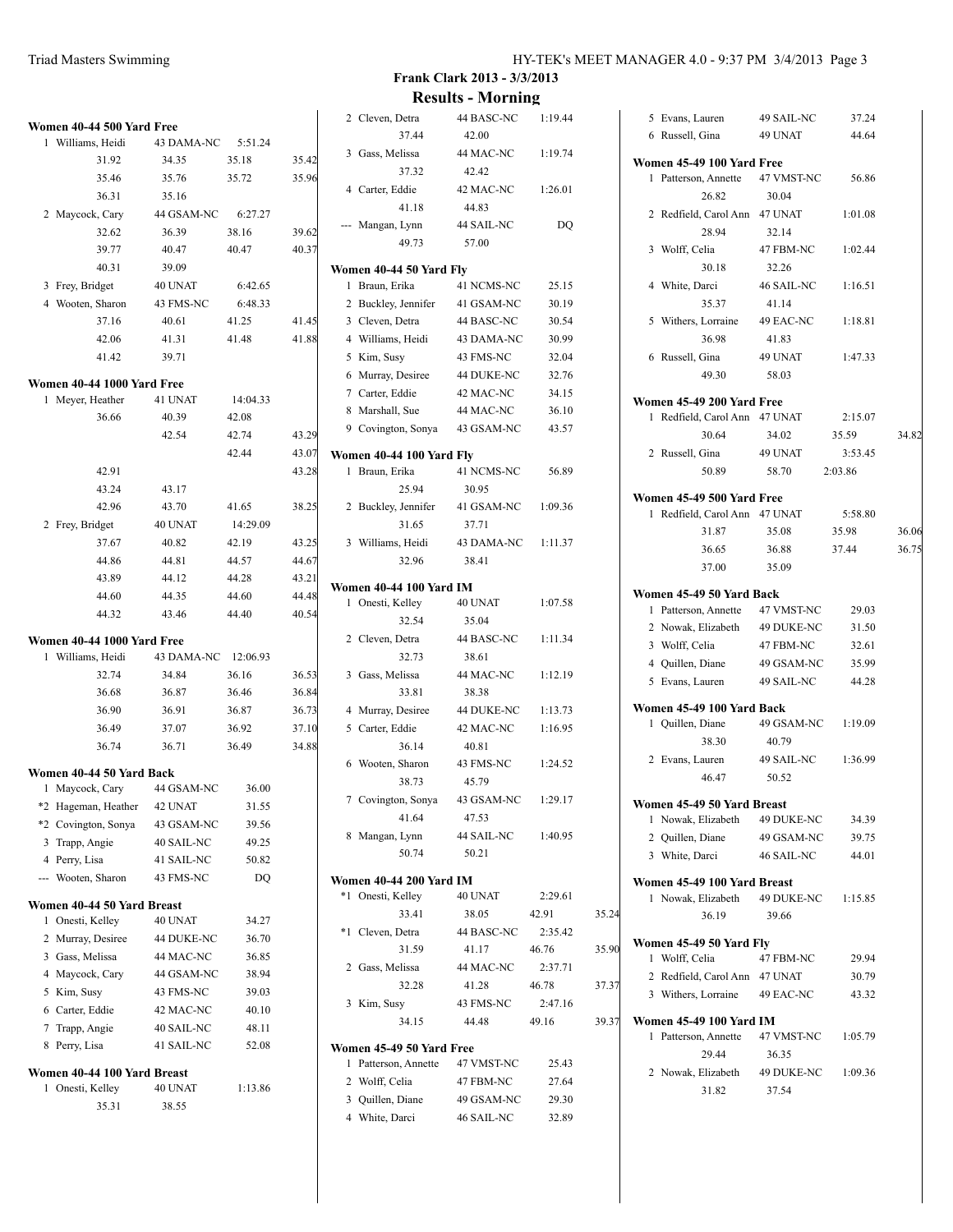## Frank Clark 2013 - 3/3/2013

## Results - Morning

### Women 40-44 500 Yard Free

| | | | | |
|---|---|---|---|---|
| 1 Williams, Heidi | 43 DAMA-NC | 5:51.24 | | |
| | 31.92 | 34.35 | 35.18 | 35.42 |
| | 35.46 | 35.76 | 35.72 | 35.96 |
| | 36.31 | 35.16 | | |
| 2 Maycock, Cary | 44 GSAM-NC | 6:27.27 | | |
| | 32.62 | 36.39 | 38.16 | 39.62 |
| | 39.77 | 40.47 | 40.47 | 40.37 |
| | 40.31 | 39.09 | | |
| 3 Frey, Bridget | 40 UNAT | 6:42.65 | | |
| 4 Wooten, Sharon | 43 FMS-NC | 6:48.33 | | |
| | 37.16 | 40.61 | 41.25 | 41.45 |
| | 42.06 | 41.31 | 41.48 | 41.88 |
| | 41.42 | 39.71 | | |

### Women 40-44 1000 Yard Free

| | | | | |
|---|---|---|---|---|
| 1 Meyer, Heather | 41 UNAT | 14:04.33 | | |
| | 36.66 | 40.39 | 42.08 | |
| | | 42.54 | 42.74 | 43.29 |
| | | | 42.44 | 43.07 |
| | 42.91 | | | 43.28 |
| | 43.24 | 43.17 | | |
| | 42.96 | 43.70 | 41.65 | 38.25 |
| 2 Frey, Bridget | 40 UNAT | 14:29.09 | | |
| | 37.67 | 40.82 | 42.19 | 43.25 |
| | 44.86 | 44.81 | 44.57 | 44.67 |
| | 43.89 | 44.12 | 44.28 | 43.21 |
| | 44.60 | 44.35 | 44.60 | 44.48 |
| | 44.32 | 43.46 | 44.40 | 40.54 |

### Women 40-44 1000 Yard Free

| | | | | |
|---|---|---|---|---|
| 1 Williams, Heidi | 43 DAMA-NC | 12:06.93 | | |
| | 32.74 | 34.84 | 36.16 | 36.53 |
| | 36.68 | 36.87 | 36.46 | 36.84 |
| | 36.90 | 36.91 | 36.87 | 36.73 |
| | 36.49 | 37.07 | 36.92 | 37.10 |
| | 36.74 | 36.71 | 36.49 | 34.88 |

### Women 40-44 50 Yard Back

| | | |
|---|---|---|
| 1 Maycock, Cary | 44 GSAM-NC | 36.00 |
| *2 Hageman, Heather | 42 UNAT | 31.55 |
| *2 Covington, Sonya | 43 GSAM-NC | 39.56 |
| 3 Trapp, Angie | 40 SAIL-NC | 49.25 |
| 4 Perry, Lisa | 41 SAIL-NC | 50.82 |
| --- Wooten, Sharon | 43 FMS-NC | DQ |

### Women 40-44 50 Yard Breast

| | | |
|---|---|---|
| 1 Onesti, Kelley | 40 UNAT | 34.27 |
| 2 Murray, Desiree | 44 DUKE-NC | 36.70 |
| 3 Gass, Melissa | 44 MAC-NC | 36.85 |
| 4 Maycock, Cary | 44 GSAM-NC | 38.94 |
| 5 Kim, Susy | 43 FMS-NC | 39.03 |
| 6 Carter, Eddie | 42 MAC-NC | 40.10 |
| 7 Trapp, Angie | 40 SAIL-NC | 48.11 |
| 8 Perry, Lisa | 41 SAIL-NC | 52.08 |

### Women 40-44 100 Yard Breast

| | | |
|---|---|---|
| 1 Onesti, Kelley | 40 UNAT | 1:13.86 |
| | 35.31 | 38.55 |
| 2 Cleven, Detra | 44 BASC-NC | 1:19.44 |
| | 37.44 | 42.00 |
| 3 Gass, Melissa | 44 MAC-NC | 1:19.74 |
| | 37.32 | 42.42 |
| 4 Carter, Eddie | 42 MAC-NC | 1:26.01 |
| | 41.18 | 44.83 |
| --- Mangan, Lynn | 44 SAIL-NC | DQ |
| | 49.73 | 57.00 |

### Women 40-44 50 Yard Fly

| | | |
|---|---|---|
| 1 Braun, Erika | 41 NCMS-NC | 25.15 |
| 2 Buckley, Jennifer | 41 GSAM-NC | 30.19 |
| 3 Cleven, Detra | 44 BASC-NC | 30.54 |
| 4 Williams, Heidi | 43 DAMA-NC | 30.99 |
| 5 Kim, Susy | 43 FMS-NC | 32.04 |
| 6 Murray, Desiree | 44 DUKE-NC | 32.76 |
| 7 Carter, Eddie | 42 MAC-NC | 34.15 |
| 8 Marshall, Sue | 44 MAC-NC | 36.10 |
| 9 Covington, Sonya | 43 GSAM-NC | 43.57 |

### Women 40-44 100 Yard Fly

| | | |
|---|---|---|
| 1 Braun, Erika | 41 NCMS-NC | 56.89 |
| | 25.94 | 30.95 |
| 2 Buckley, Jennifer | 41 GSAM-NC | 1:09.36 |
| | 31.65 | 37.71 |
| 3 Williams, Heidi | 43 DAMA-NC | 1:11.37 |
| | 32.96 | 38.41 |

### Women 40-44 100 Yard IM

| | | |
|---|---|---|
| 1 Onesti, Kelley | 40 UNAT | 1:07.58 |
| | 32.54 | 35.04 |
| 2 Cleven, Detra | 44 BASC-NC | 1:11.34 |
| | 32.73 | 38.61 |
| 3 Gass, Melissa | 44 MAC-NC | 1:12.19 |
| | 33.81 | 38.38 |
| 4 Murray, Desiree | 44 DUKE-NC | 1:13.73 |
| 5 Carter, Eddie | 42 MAC-NC | 1:16.95 |
| | 36.14 | 40.81 |
| 6 Wooten, Sharon | 43 FMS-NC | 1:24.52 |
| | 38.73 | 45.79 |
| 7 Covington, Sonya | 43 GSAM-NC | 1:29.17 |
| | 41.64 | 47.53 |
| 8 Mangan, Lynn | 44 SAIL-NC | 1:40.95 |
| | 50.74 | 50.21 |

### Women 40-44 200 Yard IM

| | | | | |
|---|---|---|---|---|
| *1 Onesti, Kelley | 40 UNAT | 2:29.61 | | |
| | 33.41 | 38.05 | 42.91 | 35.24 |
| *1 Cleven, Detra | 44 BASC-NC | 2:35.42 | | |
| | 31.59 | 41.17 | 46.76 | 35.90 |
| 2 Gass, Melissa | 44 MAC-NC | 2:37.71 | | |
| | 32.28 | 41.28 | 46.78 | 37.37 |
| 3 Kim, Susy | 43 FMS-NC | 2:47.16 | | |
| | 34.15 | 44.48 | 49.16 | 39.37 |

### Women 45-49 50 Yard Free

| | | |
|---|---|---|
| 1 Patterson, Annette | 47 VMST-NC | 25.43 |
| 2 Wolff, Celia | 47 FBM-NC | 27.64 |
| 3 Quillen, Diane | 49 GSAM-NC | 29.30 |
| 4 White, Darci | 46 SAIL-NC | 32.89 |
| 5 Evans, Lauren | 49 SAIL-NC | 37.24 |
| 6 Russell, Gina | 49 UNAT | 44.64 |

### Women 45-49 100 Yard Free

| | | |
|---|---|---|
| 1 Patterson, Annette | 47 VMST-NC | 56.86 |
| | 26.82 | 30.04 |
| 2 Redfield, Carol Ann | 47 UNAT | 1:01.08 |
| | 28.94 | 32.14 |
| 3 Wolff, Celia | 47 FBM-NC | 1:02.44 |
| | 30.18 | 32.26 |
| 4 White, Darci | 46 SAIL-NC | 1:16.51 |
| | 35.37 | 41.14 |
| 5 Withers, Lorraine | 49 EAC-NC | 1:18.81 |
| | 36.98 | 41.83 |
| 6 Russell, Gina | 49 UNAT | 1:47.33 |
| | 49.30 | 58.03 |

### Women 45-49 200 Yard Free

| | | | | |
|---|---|---|---|---|
| 1 Redfield, Carol Ann | 47 UNAT | 2:15.07 | | |
| | 30.64 | 34.02 | 35.59 | 34.82 |
| 2 Russell, Gina | 49 UNAT | 3:53.45 | | |
| | 50.89 | 58.70 | 2:03.86 | |

### Women 45-49 500 Yard Free

| | | | | |
|---|---|---|---|---|
| 1 Redfield, Carol Ann | 47 UNAT | 5:58.80 | | |
| | 31.87 | 35.08 | 35.98 | 36.06 |
| | 36.65 | 36.88 | 37.44 | 36.75 |
| | 37.00 | 35.09 | | |

### Women 45-49 50 Yard Back

| | | |
|---|---|---|
| 1 Patterson, Annette | 47 VMST-NC | 29.03 |
| 2 Nowak, Elizabeth | 49 DUKE-NC | 31.50 |
| 3 Wolff, Celia | 47 FBM-NC | 32.61 |
| 4 Quillen, Diane | 49 GSAM-NC | 35.99 |
| 5 Evans, Lauren | 49 SAIL-NC | 44.28 |

### Women 45-49 100 Yard Back

| | | |
|---|---|---|
| 1 Quillen, Diane | 49 GSAM-NC | 1:19.09 |
| | 38.30 | 40.79 |
| 2 Evans, Lauren | 49 SAIL-NC | 1:36.99 |
| | 46.47 | 50.52 |

### Women 45-49 50 Yard Breast

| | | |
|---|---|---|
| 1 Nowak, Elizabeth | 49 DUKE-NC | 34.39 |
| 2 Quillen, Diane | 49 GSAM-NC | 39.75 |
| 3 White, Darci | 46 SAIL-NC | 44.01 |

### Women 45-49 100 Yard Breast

| | | |
|---|---|---|
| 1 Nowak, Elizabeth | 49 DUKE-NC | 1:15.85 |
| | 36.19 | 39.66 |

### Women 45-49 50 Yard Fly

| | | |
|---|---|---|
| 1 Wolff, Celia | 47 FBM-NC | 29.94 |
| 2 Redfield, Carol Ann | 47 UNAT | 30.79 |
| 3 Withers, Lorraine | 49 EAC-NC | 43.32 |

### Women 45-49 100 Yard IM

| | | |
|---|---|---|
| 1 Patterson, Annette | 47 VMST-NC | 1:05.79 |
| | 29.44 | 36.35 |
| 2 Nowak, Elizabeth | 49 DUKE-NC | 1:09.36 |
| | 31.82 | 37.54 |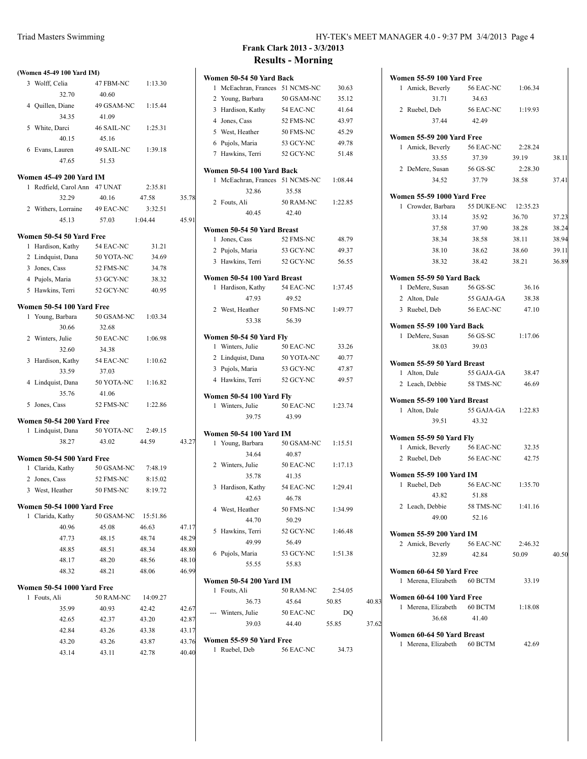## Frank Clark 2013 - 3/3/2013

## Results - Morning

**(Women 45-49 100 Yard IM)**

| | | | |
|---|---|---|---|
| 3 Wolff, Celia | 47 FBM-NC | 1:13.30 | |
| 32.70 | 40.60 | | |
| 4 Quillen, Diane | 49 GSAM-NC | 1:15.44 | |
| 34.35 | 41.09 | | |
| 5 White, Darci | 46 SAIL-NC | 1:25.31 | |
| 40.15 | 45.16 | | |
| 6 Evans, Lauren | 49 SAIL-NC | 1:39.18 | |
| 47.65 | 51.53 | | |

**Women 45-49 200 Yard IM**

| | | | |
|---|---|---|---|
| 1 Redfield, Carol Ann | 47 UNAT | 2:35.81 | |
| 32.29 | 40.16 | 47.58 | 35.78 |
| 2 Withers, Lorraine | 49 EAC-NC | 3:32.51 | |
| 45.13 | 57.03 | 1:04.44 | 45.91 |

**Women 50-54 50 Yard Free**

| | | |
|---|---|---|
| 1 Hardison, Kathy | 54 EAC-NC | 31.21 |
| 2 Lindquist, Dana | 50 YOTA-NC | 34.69 |
| 3 Jones, Cass | 52 FMS-NC | 34.78 |
| 4 Pujols, Maria | 53 GCY-NC | 38.32 |
| 5 Hawkins, Terri | 52 GCY-NC | 40.95 |

**Women 50-54 100 Yard Free**

| | | |
|---|---|---|
| 1 Young, Barbara | 50 GSAM-NC | 1:03.34 |
| 30.66 | 32.68 | |
| 2 Winters, Julie | 50 EAC-NC | 1:06.98 |
| 32.60 | 34.38 | |
| 3 Hardison, Kathy | 54 EAC-NC | 1:10.62 |
| 33.59 | 37.03 | |
| 4 Lindquist, Dana | 50 YOTA-NC | 1:16.82 |
| 35.76 | 41.06 | |
| 5 Jones, Cass | 52 FMS-NC | 1:22.86 |

**Women 50-54 200 Yard Free**

| | | | |
|---|---|---|---|
| 1 Lindquist, Dana | 50 YOTA-NC | 2:49.15 | |
| 38.27 | 43.02 | 44.59 | 43.27 |

**Women 50-54 500 Yard Free**

| | | |
|---|---|---|
| 1 Clarida, Kathy | 50 GSAM-NC | 7:48.19 |
| 2 Jones, Cass | 52 FMS-NC | 8:15.02 |
| 3 West, Heather | 50 FMS-NC | 8:19.72 |

**Women 50-54 1000 Yard Free**

| | | | |
|---|---|---|---|
| 1 Clarida, Kathy | 50 GSAM-NC | 15:51.86 | |
| 40.96 | 45.08 | 46.63 | 47.17 |
| 47.73 | 48.15 | 48.74 | 48.29 |
| 48.85 | 48.51 | 48.34 | 48.80 |
| 48.17 | 48.20 | 48.56 | 48.10 |
| 48.32 | 48.21 | 48.06 | 46.99 |

**Women 50-54 1000 Yard Free**

| | | | |
|---|---|---|---|
| 1 Fouts, Ali | 50 RAM-NC | 14:09.27 | |
| 35.99 | 40.93 | 42.42 | 42.67 |
| 42.65 | 42.37 | 43.20 | 42.87 |
| 42.84 | 43.26 | 43.38 | 43.17 |
| 43.20 | 43.26 | 43.87 | 43.76 |
| 43.14 | 43.11 | 42.78 | 40.40 |

**Women 50-54 50 Yard Back**

| | | |
|---|---|---|
| 1 McEachran, Frances | 51 NCMS-NC | 30.63 |
| 2 Young, Barbara | 50 GSAM-NC | 35.12 |
| 3 Hardison, Kathy | 54 EAC-NC | 41.64 |
| 4 Jones, Cass | 52 FMS-NC | 43.97 |
| 5 West, Heather | 50 FMS-NC | 45.29 |
| 6 Pujols, Maria | 53 GCY-NC | 49.78 |
| 7 Hawkins, Terri | 52 GCY-NC | 51.48 |

**Women 50-54 100 Yard Back**

| | | |
|---|---|---|
| 1 McEachran, Frances | 51 NCMS-NC | 1:08.44 |
| 32.86 | 35.58 | |
| 2 Fouts, Ali | 50 RAM-NC | 1:22.85 |
| 40.45 | 42.40 | |

**Women 50-54 50 Yard Breast**

| | | |
|---|---|---|
| 1 Jones, Cass | 52 FMS-NC | 48.79 |
| 2 Pujols, Maria | 53 GCY-NC | 49.37 |
| 3 Hawkins, Terri | 52 GCY-NC | 56.55 |

**Women 50-54 100 Yard Breast**

| | | |
|---|---|---|
| 1 Hardison, Kathy | 54 EAC-NC | 1:37.45 |
| 47.93 | 49.52 | |
| 2 West, Heather | 50 FMS-NC | 1:49.77 |
| 53.38 | 56.39 | |

**Women 50-54 50 Yard Fly**

| | | |
|---|---|---|
| 1 Winters, Julie | 50 EAC-NC | 33.26 |
| 2 Lindquist, Dana | 50 YOTA-NC | 40.77 |
| 3 Pujols, Maria | 53 GCY-NC | 47.87 |
| 4 Hawkins, Terri | 52 GCY-NC | 49.57 |

**Women 50-54 100 Yard Fly**

| | | |
|---|---|---|
| 1 Winters, Julie | 50 EAC-NC | 1:23.74 |
| 39.75 | 43.99 | |

**Women 50-54 100 Yard IM**

| | | |
|---|---|---|
| 1 Young, Barbara | 50 GSAM-NC | 1:15.51 |
| 34.64 | 40.87 | |
| 2 Winters, Julie | 50 EAC-NC | 1:17.13 |
| 35.78 | 41.35 | |
| 3 Hardison, Kathy | 54 EAC-NC | 1:29.41 |
| 42.63 | 46.78 | |
| 4 West, Heather | 50 FMS-NC | 1:34.99 |
| 44.70 | 50.29 | |
| 5 Hawkins, Terri | 52 GCY-NC | 1:46.48 |
| 49.99 | 56.49 | |
| 6 Pujols, Maria | 53 GCY-NC | 1:51.38 |
| 55.55 | 55.83 | |

**Women 50-54 200 Yard IM**

| | | | |
|---|---|---|---|
| 1 Fouts, Ali | 50 RAM-NC | 2:54.05 | |
| 36.73 | 45.64 | 50.85 | 40.83 |
| --- Winters, Julie | 50 EAC-NC | DQ | |
| 39.03 | 44.40 | 55.85 | 37.62 |

**Women 55-59 50 Yard Free**

| | | |
|---|---|---|
| 1 Ruebel, Deb | 56 EAC-NC | 34.73 |

**Women 55-59 100 Yard Free**

| | | |
|---|---|---|
| 1 Amick, Beverly | 56 EAC-NC | 1:06.34 |
| 31.71 | 34.63 | |
| 2 Ruebel, Deb | 56 EAC-NC | 1:19.93 |
| 37.44 | 42.49 | |

**Women 55-59 200 Yard Free**

| | | | |
|---|---|---|---|
| 1 Amick, Beverly | 56 EAC-NC | 2:28.24 | |
| 33.55 | 37.39 | 39.19 | 38.11 |
| 2 DeMere, Susan | 56 GS-SC | 2:28.30 | |
| 34.52 | 37.79 | 38.58 | 37.41 |

**Women 55-59 1000 Yard Free**

| | | | |
|---|---|---|---|
| 1 Crowder, Barbara | 55 DUKE-NC | 12:35.23 | |
| 33.14 | 35.92 | 36.70 | 37.23 |
| 37.58 | 37.90 | 38.28 | 38.24 |
| 38.34 | 38.58 | 38.11 | 38.94 |
| 38.10 | 38.62 | 38.60 | 39.11 |
| 38.32 | 38.42 | 38.21 | 36.89 |

**Women 55-59 50 Yard Back**

| | | |
|---|---|---|
| 1 DeMere, Susan | 56 GS-SC | 36.16 |
| 2 Alton, Dale | 55 GAJA-GA | 38.38 |
| 3 Ruebel, Deb | 56 EAC-NC | 47.10 |

**Women 55-59 100 Yard Back**

| | | |
|---|---|---|
| 1 DeMere, Susan | 56 GS-SC | 1:17.06 |
| 38.03 | 39.03 | |

**Women 55-59 50 Yard Breast**

| | | |
|---|---|---|
| 1 Alton, Dale | 55 GAJA-GA | 38.47 |
| 2 Leach, Debbie | 58 TMS-NC | 46.69 |

**Women 55-59 100 Yard Breast**

| | | |
|---|---|---|
| 1 Alton, Dale | 55 GAJA-GA | 1:22.83 |
| 39.51 | 43.32 | |

**Women 55-59 50 Yard Fly**

| | | |
|---|---|---|
| 1 Amick, Beverly | 56 EAC-NC | 32.35 |
| 2 Ruebel, Deb | 56 EAC-NC | 42.75 |

**Women 55-59 100 Yard IM**

| | | |
|---|---|---|
| 1 Ruebel, Deb | 56 EAC-NC | 1:35.70 |
| 43.82 | 51.88 | |
| 2 Leach, Debbie | 58 TMS-NC | 1:41.16 |
| 49.00 | 52.16 | |

**Women 55-59 200 Yard IM**

| | | | |
|---|---|---|---|
| 2 Amick, Beverly | 56 EAC-NC | 2:46.32 | |
| 32.89 | 42.84 | 50.09 | 40.50 |

**Women 60-64 50 Yard Free**

| | | |
|---|---|---|
| 1 Merena, Elizabeth | 60 BCTM | 33.19 |

**Women 60-64 100 Yard Free**

| | | |
|---|---|---|
| 1 Merena, Elizabeth | 60 BCTM | 1:18.08 |
| 36.68 | 41.40 | |

**Women 60-64 50 Yard Breast**

| | | |
|---|---|---|
| 1 Merena, Elizabeth | 60 BCTM | 42.69 |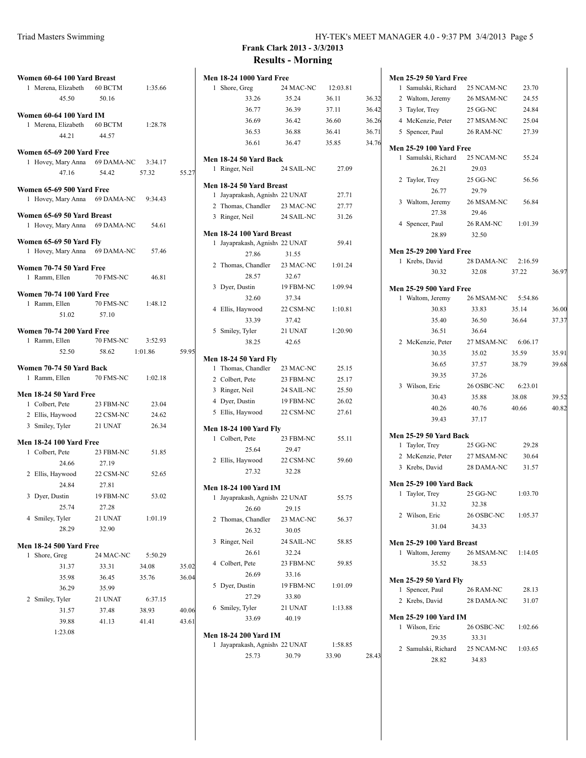## Frank Clark 2013 - 3/3/2013

## Results - Morning

**Women 60-64 100 Yard Breast**

| | | | | |
|---|---|---|---|---|
| 1 Merena, Elizabeth | 60 BCTM | 1:35.66 | | |
| | 45.50 | 50.16 | | |

**Women 60-64 100 Yard IM**

| | | | | |
|---|---|---|---|---|
| 1 Merena, Elizabeth | 60 BCTM | 1:28.78 | | |
| | 44.21 | 44.57 | | |

**Women 65-69 200 Yard Free**

| | | | | |
|---|---|---|---|---|
| 1 Hovey, Mary Anna | 69 DAMA-NC | 3:34.17 | | |
| | 47.16 | 54.42 | 57.32 | 55.27 |

**Women 65-69 500 Yard Free**

| | | |
|---|---|---|
| 1 Hovey, Mary Anna | 69 DAMA-NC | 9:34.43 |

**Women 65-69 50 Yard Breast**

| | | |
|---|---|---|
| 1 Hovey, Mary Anna | 69 DAMA-NC | 54.61 |

**Women 65-69 50 Yard Fly**

| | | |
|---|---|---|
| 1 Hovey, Mary Anna | 69 DAMA-NC | 57.46 |

**Women 70-74 50 Yard Free**

| | | |
|---|---|---|
| 1 Ramm, Ellen | 70 FMS-NC | 46.81 |

**Women 70-74 100 Yard Free**

| | | | | |
|---|---|---|---|---|
| 1 Ramm, Ellen | 70 FMS-NC | 1:48.12 | | |
| | 51.02 | 57.10 | | |

**Women 70-74 200 Yard Free**

| | | | | |
|---|---|---|---|---|
| 1 Ramm, Ellen | 70 FMS-NC | 3:52.93 | | |
| | 52.50 | 58.62 | 1:01.86 | 59.95 |

**Women 70-74 50 Yard Back**

| | | |
|---|---|---|
| 1 Ramm, Ellen | 70 FMS-NC | 1:02.18 |

**Men 18-24 50 Yard Free**

| | | |
|---|---|---|
| 1 Colbert, Pete | 23 FBM-NC | 23.04 |
| 2 Ellis, Haywood | 22 CSM-NC | 24.62 |
| 3 Smiley, Tyler | 21 UNAT | 26.34 |

**Men 18-24 100 Yard Free**

| | | |
|---|---|---|
| 1 Colbert, Pete | 23 FBM-NC | 51.85 |
| | 24.66 | 27.19 |
| 2 Ellis, Haywood | 22 CSM-NC | 52.65 |
| | 24.84 | 27.81 |
| 3 Dyer, Dustin | 19 FBM-NC | 53.02 |
| | 25.74 | 27.28 |
| 4 Smiley, Tyler | 21 UNAT | 1:01.19 |
| | 28.29 | 32.90 |

**Men 18-24 500 Yard Free**

| | | | | |
|---|---|---|---|---|
| 1 Shore, Greg | 24 MAC-NC | 5:50.29 | | |
| | 31.37 | 33.31 | 34.08 | 35.02 |
| | 35.98 | 36.45 | 35.76 | 36.04 |
| | 36.29 | 35.99 | | |
| 2 Smiley, Tyler | 21 UNAT | 6:37.15 | | |
| | 31.57 | 37.48 | 38.93 | 40.06 |
| | 39.88 | 41.13 | 41.41 | 43.61 |
| | 1:23.08 | | | |

**Men 18-24 1000 Yard Free**

| | | | | |
|---|---|---|---|---|
| 1 Shore, Greg | 24 MAC-NC | 12:03.81 | | |
| | 33.26 | 35.24 | 36.11 | 36.32 |
| | 36.77 | 36.39 | 37.11 | 36.42 |
| | 36.69 | 36.42 | 36.60 | 36.26 |
| | 36.53 | 36.88 | 36.41 | 36.71 |
| | 36.61 | 36.47 | 35.85 | 34.76 |

**Men 18-24 50 Yard Back**

| | | |
|---|---|---|
| 1 Ringer, Neil | 24 SAIL-NC | 27.09 |

**Men 18-24 50 Yard Breast**

| | | |
|---|---|---|
| 1 Jayaprakash, Agnishv | 22 UNAT | 27.71 |
| 2 Thomas, Chandler | 23 MAC-NC | 27.77 |
| 3 Ringer, Neil | 24 SAIL-NC | 31.26 |

**Men 18-24 100 Yard Breast**

| | | |
|---|---|---|
| 1 Jayaprakash, Agnishv | 22 UNAT | 59.41 |
| | 27.86 | 31.55 |
| 2 Thomas, Chandler | 23 MAC-NC | 1:01.24 |
| | 28.57 | 32.67 |
| 3 Dyer, Dustin | 19 FBM-NC | 1:09.94 |
| | 32.60 | 37.34 |
| 4 Ellis, Haywood | 22 CSM-NC | 1:10.81 |
| | 33.39 | 37.42 |
| 5 Smiley, Tyler | 21 UNAT | 1:20.90 |
| | 38.25 | 42.65 |

**Men 18-24 50 Yard Fly**

| | | |
|---|---|---|
| 1 Thomas, Chandler | 23 MAC-NC | 25.15 |
| 2 Colbert, Pete | 23 FBM-NC | 25.17 |
| 3 Ringer, Neil | 24 SAIL-NC | 25.50 |
| 4 Dyer, Dustin | 19 FBM-NC | 26.02 |
| 5 Ellis, Haywood | 22 CSM-NC | 27.61 |

**Men 18-24 100 Yard Fly**

| | | |
|---|---|---|
| 1 Colbert, Pete | 23 FBM-NC | 55.11 |
| | 25.64 | 29.47 |
| 2 Ellis, Haywood | 22 CSM-NC | 59.60 |
| | 27.32 | 32.28 |

**Men 18-24 100 Yard IM**

| | | |
|---|---|---|
| 1 Jayaprakash, Agnishv | 22 UNAT | 55.75 |
| | 26.60 | 29.15 |
| 2 Thomas, Chandler | 23 MAC-NC | 56.37 |
| | 26.32 | 30.05 |
| 3 Ringer, Neil | 24 SAIL-NC | 58.85 |
| | 26.61 | 32.24 |
| 4 Colbert, Pete | 23 FBM-NC | 59.85 |
| | 26.69 | 33.16 |
| 5 Dyer, Dustin | 19 FBM-NC | 1:01.09 |
| | 27.29 | 33.80 |
| 6 Smiley, Tyler | 21 UNAT | 1:13.88 |
| | 33.69 | 40.19 |

**Men 18-24 200 Yard IM**

| | | | | |
|---|---|---|---|---|
| 1 Jayaprakash, Agnishv | 22 UNAT | 1:58.85 | | |
| | 25.73 | 30.79 | 33.90 | 28.43 |

**Men 25-29 50 Yard Free**

| | | |
|---|---|---|
| 1 Samulski, Richard | 25 NCAM-NC | 23.70 |
| 2 Waltom, Jeremy | 26 MSAM-NC | 24.55 |
| 3 Taylor, Trey | 25 GG-NC | 24.84 |
| 4 McKenzie, Peter | 27 MSAM-NC | 25.04 |
| 5 Spencer, Paul | 26 RAM-NC | 27.39 |

**Men 25-29 100 Yard Free**

| | | |
|---|---|---|
| 1 Samulski, Richard | 25 NCAM-NC | 55.24 |
| | 26.21 | 29.03 |
| 2 Taylor, Trey | 25 GG-NC | 56.56 |
| | 26.77 | 29.79 |
| 3 Waltom, Jeremy | 26 MSAM-NC | 56.84 |
| | 27.38 | 29.46 |
| 4 Spencer, Paul | 26 RAM-NC | 1:01.39 |
| | 28.89 | 32.50 |

**Men 25-29 200 Yard Free**

| | | | | |
|---|---|---|---|---|
| 1 Krebs, David | 28 DAMA-NC | 2:16.59 | | |
| | 30.32 | 32.08 | 37.22 | 36.97 |

**Men 25-29 500 Yard Free**

| | | | | |
|---|---|---|---|---|
| 1 Waltom, Jeremy | 26 MSAM-NC | 5:54.86 | | |
| | 30.83 | 33.83 | 35.14 | 36.00 |
| | 35.40 | 36.50 | 36.64 | 37.37 |
| | 36.51 | 36.64 | | |
| 2 McKenzie, Peter | 27 MSAM-NC | 6:06.17 | | |
| | 30.35 | 35.02 | 35.59 | 35.91 |
| | 36.65 | 37.57 | 38.79 | 39.68 |
| | 39.35 | 37.26 | | |
| 3 Wilson, Eric | 26 OSBC-NC | 6:23.01 | | |
| | 30.43 | 35.88 | 38.08 | 39.52 |
| | 40.26 | 40.76 | 40.66 | 40.82 |
| | 39.43 | 37.17 | | |

**Men 25-29 50 Yard Back**

| | | |
|---|---|---|
| 1 Taylor, Trey | 25 GG-NC | 29.28 |
| 2 McKenzie, Peter | 27 MSAM-NC | 30.64 |
| 3 Krebs, David | 28 DAMA-NC | 31.57 |

**Men 25-29 100 Yard Back**

| | | |
|---|---|---|
| 1 Taylor, Trey | 25 GG-NC | 1:03.70 |
| | 31.32 | 32.38 |
| 2 Wilson, Eric | 26 OSBC-NC | 1:05.37 |
| | 31.04 | 34.33 |

**Men 25-29 100 Yard Breast**

| | | |
|---|---|---|
| 1 Waltom, Jeremy | 26 MSAM-NC | 1:14.05 |
| | 35.52 | 38.53 |

**Men 25-29 50 Yard Fly**

| | | |
|---|---|---|
| 1 Spencer, Paul | 26 RAM-NC | 28.13 |
| 2 Krebs, David | 28 DAMA-NC | 31.07 |

**Men 25-29 100 Yard IM**

| | | |
|---|---|---|
| 1 Wilson, Eric | 26 OSBC-NC | 1:02.66 |
| | 29.35 | 33.31 |
| 2 Samulski, Richard | 25 NCAM-NC | 1:03.65 |
| | 28.82 | 34.83 |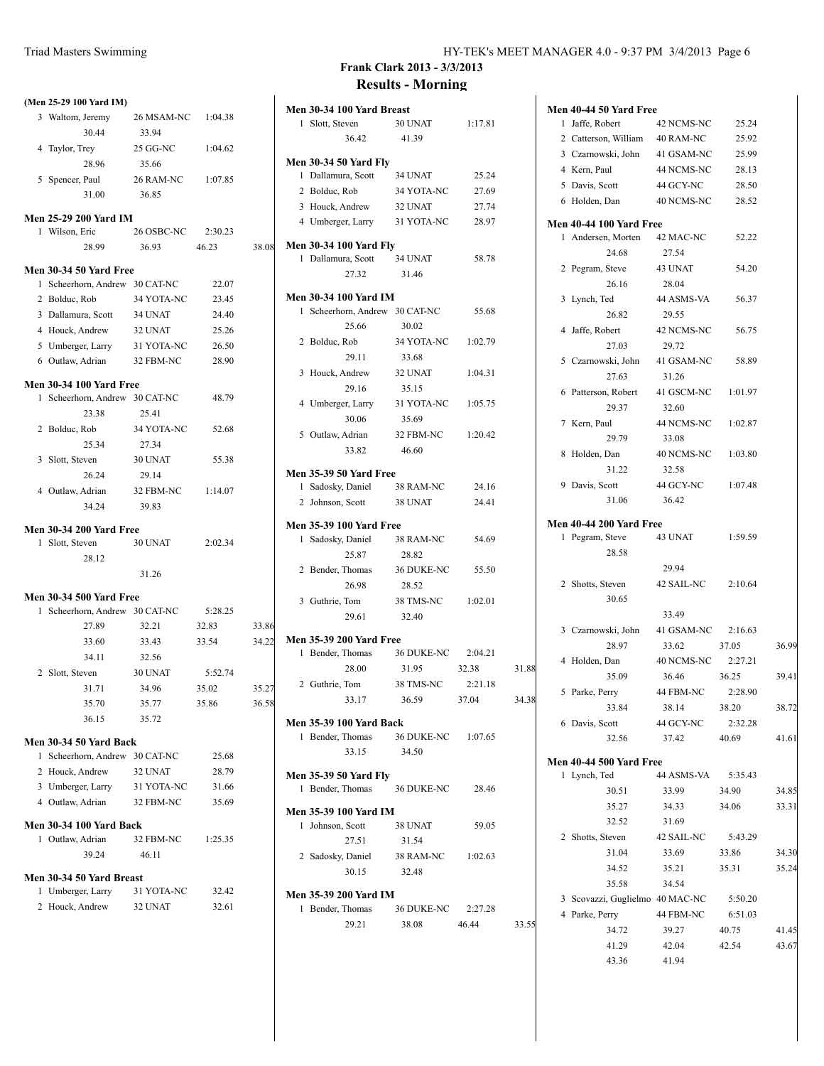## Frank Clark 2013 - 3/3/2013

## Results - Morning

**(Men 25-29 100 Yard IM)**

| | | | | |
|---|---|---|---|---|
| 3 Waltom, Jeremy | 26 MSAM-NC | 1:04.38 | | |
| 30.44 | 33.94 | | | |
| 4 Taylor, Trey | 25 GG-NC | 1:04.62 | | |
| 28.96 | 35.66 | | | |
| 5 Spencer, Paul | 26 RAM-NC | 1:07.85 | | |
| 31.00 | 36.85 | | | |

**Men 25-29 200 Yard IM**

| | | | | |
|---|---|---|---|---|
| 1 Wilson, Eric | 26 OSBC-NC | 2:30.23 | | |
| 28.99 | 36.93 | 46.23 | 38.08 | |

**Men 30-34 50 Yard Free**

| | | |
|---|---|---|
| 1 Scheerhorn, Andrew | 30 CAT-NC | 22.07 |
| 2 Bolduc, Rob | 34 YOTA-NC | 23.45 |
| 3 Dallamura, Scott | 34 UNAT | 24.40 |
| 4 Houck, Andrew | 32 UNAT | 25.26 |
| 5 Umberger, Larry | 31 YOTA-NC | 26.50 |
| 6 Outlaw, Adrian | 32 FBM-NC | 28.90 |

**Men 30-34 100 Yard Free**

| | | |
|---|---|---|
| 1 Scheerhorn, Andrew | 30 CAT-NC | 48.79 |
| 23.38 | 25.41 | |
| 2 Bolduc, Rob | 34 YOTA-NC | 52.68 |
| 25.34 | 27.34 | |
| 3 Slott, Steven | 30 UNAT | 55.38 |
| 26.24 | 29.14 | |
| 4 Outlaw, Adrian | 32 FBM-NC | 1:14.07 |
| 34.24 | 39.83 | |

**Men 30-34 200 Yard Free**

| | | |
|---|---|---|
| 1 Slott, Steven | 30 UNAT | 2:02.34 |
| 28.12 | | |
| | 31.26 | |

**Men 30-34 500 Yard Free**

| | | | |
|---|---|---|---|
| 1 Scheerhorn, Andrew | 30 CAT-NC | 5:28.25 | |
| 27.89 | 32.21 | 32.83 | 33.86 |
| 33.60 | 33.43 | 33.54 | 34.22 |
| 34.11 | 32.56 | | |
| 2 Slott, Steven | 30 UNAT | 5:52.74 | |
| 31.71 | 34.96 | 35.02 | 35.27 |
| 35.70 | 35.77 | 35.86 | 36.58 |
| 36.15 | 35.72 | | |

**Men 30-34 50 Yard Back**

| | | |
|---|---|---|
| 1 Scheerhorn, Andrew | 30 CAT-NC | 25.68 |
| 2 Houck, Andrew | 32 UNAT | 28.79 |
| 3 Umberger, Larry | 31 YOTA-NC | 31.66 |
| 4 Outlaw, Adrian | 32 FBM-NC | 35.69 |

**Men 30-34 100 Yard Back**

| | | |
|---|---|---|
| 1 Outlaw, Adrian | 32 FBM-NC | 1:25.35 |
| 39.24 | 46.11 | |

**Men 30-34 50 Yard Breast**

| | | |
|---|---|---|
| 1 Umberger, Larry | 31 YOTA-NC | 32.42 |
| 2 Houck, Andrew | 32 UNAT | 32.61 |

**Men 30-34 100 Yard Breast**

| | | |
|---|---|---|
| 1 Slott, Steven | 30 UNAT | 1:17.81 |
| 36.42 | 41.39 | |

**Men 30-34 50 Yard Fly**

| | | |
|---|---|---|
| 1 Dallamura, Scott | 34 UNAT | 25.24 |
| 2 Bolduc, Rob | 34 YOTA-NC | 27.69 |
| 3 Houck, Andrew | 32 UNAT | 27.74 |
| 4 Umberger, Larry | 31 YOTA-NC | 28.97 |

**Men 30-34 100 Yard Fly**

| | | |
|---|---|---|
| 1 Dallamura, Scott | 34 UNAT | 58.78 |
| 27.32 | 31.46 | |

**Men 30-34 100 Yard IM**

| | | |
|---|---|---|
| 1 Scheerhorn, Andrew | 30 CAT-NC | 55.68 |
| 25.66 | 30.02 | |
| 2 Bolduc, Rob | 34 YOTA-NC | 1:02.79 |
| 29.11 | 33.68 | |
| 3 Houck, Andrew | 32 UNAT | 1:04.31 |
| 29.16 | 35.15 | |
| 4 Umberger, Larry | 31 YOTA-NC | 1:05.75 |
| 30.06 | 35.69 | |
| 5 Outlaw, Adrian | 32 FBM-NC | 1:20.42 |
| 33.82 | 46.60 | |

**Men 35-39 50 Yard Free**

| | | |
|---|---|---|
| 1 Sadosky, Daniel | 38 RAM-NC | 24.16 |
| 2 Johnson, Scott | 38 UNAT | 24.41 |

**Men 35-39 100 Yard Free**

| | | |
|---|---|---|
| 1 Sadosky, Daniel | 38 RAM-NC | 54.69 |
| 25.87 | 28.82 | |
| 2 Bender, Thomas | 36 DUKE-NC | 55.50 |
| 26.98 | 28.52 | |
| 3 Guthrie, Tom | 38 TMS-NC | 1:02.01 |
| 29.61 | 32.40 | |

**Men 35-39 200 Yard Free**

| | | | |
|---|---|---|---|
| 1 Bender, Thomas | 36 DUKE-NC | 2:04.21 | |
| 28.00 | 31.95 | 32.38 | 31.88 |
| 2 Guthrie, Tom | 38 TMS-NC | 2:21.18 | |
| 33.17 | 36.59 | 37.04 | 34.38 |

**Men 35-39 100 Yard Back**

| | | |
|---|---|---|
| 1 Bender, Thomas | 36 DUKE-NC | 1:07.65 |
| 33.15 | 34.50 | |

**Men 35-39 50 Yard Fly**

| | | |
|---|---|---|
| 1 Bender, Thomas | 36 DUKE-NC | 28.46 |

**Men 35-39 100 Yard IM**

| | | |
|---|---|---|
| 1 Johnson, Scott | 38 UNAT | 59.05 |
| 27.51 | 31.54 | |
| 2 Sadosky, Daniel | 38 RAM-NC | 1:02.63 |
| 30.15 | 32.48 | |

**Men 35-39 200 Yard IM**

| | | | |
|---|---|---|---|
| 1 Bender, Thomas | 36 DUKE-NC | 2:27.28 | |
| 29.21 | 38.08 | 46.44 | 33.55 |

**Men 40-44 50 Yard Free**

| | | |
|---|---|---|
| 1 Jaffe, Robert | 42 NCMS-NC | 25.24 |
| 2 Catterson, William | 40 RAM-NC | 25.92 |
| 3 Czarnowski, John | 41 GSAM-NC | 25.99 |
| 4 Kern, Paul | 44 NCMS-NC | 28.13 |
| 5 Davis, Scott | 44 GCY-NC | 28.50 |
| 6 Holden, Dan | 40 NCMS-NC | 28.52 |

**Men 40-44 100 Yard Free**

| | | |
|---|---|---|
| 1 Andersen, Morten | 42 MAC-NC | 52.22 |
| 24.68 | 27.54 | |
| 2 Pegram, Steve | 43 UNAT | 54.20 |
| 26.16 | 28.04 | |
| 3 Lynch, Ted | 44 ASMS-VA | 56.37 |
| 26.82 | 29.55 | |
| 4 Jaffe, Robert | 42 NCMS-NC | 56.75 |
| 27.03 | 29.72 | |
| 5 Czarnowski, John | 41 GSAM-NC | 58.89 |
| 27.63 | 31.26 | |
| 6 Patterson, Robert | 41 GSCM-NC | 1:01.97 |
| 29.37 | 32.60 | |
| 7 Kern, Paul | 44 NCMS-NC | 1:02.87 |
| 29.79 | 33.08 | |
| 8 Holden, Dan | 40 NCMS-NC | 1:03.80 |
| 31.22 | 32.58 | |
| 9 Davis, Scott | 44 GCY-NC | 1:07.48 |
| 31.06 | 36.42 | |

**Men 40-44 200 Yard Free**

| | | | |
|---|---|---|---|
| 1 Pegram, Steve | 43 UNAT | 1:59.59 | |
| 28.58 | | | |
| | 29.94 | | |
| 2 Shotts, Steven | 42 SAIL-NC | 2:10.64 | |
| 30.65 | | | |
| | 33.49 | | |
| 3 Czarnowski, John | 41 GSAM-NC | 2:16.63 | |
| 28.97 | 33.62 | 37.05 | 36.99 |
| 4 Holden, Dan | 40 NCMS-NC | 2:27.21 | |
| 35.09 | 36.46 | 36.25 | 39.41 |
| 5 Parke, Perry | 44 FBM-NC | 2:28.90 | |
| 33.84 | 38.14 | 38.20 | 38.72 |
| 6 Davis, Scott | 44 GCY-NC | 2:32.28 | |
| 32.56 | 37.42 | 40.69 | 41.61 |

**Men 40-44 500 Yard Free**

| | | | |
|---|---|---|---|
| 1 Lynch, Ted | 44 ASMS-VA | 5:35.43 | |
| 30.51 | 33.99 | 34.90 | 34.85 |
| 35.27 | 34.33 | 34.06 | 33.31 |
| 32.52 | 31.69 | | |
| 2 Shotts, Steven | 42 SAIL-NC | 5:43.29 | |
| 31.04 | 33.69 | 33.86 | 34.30 |
| 34.52 | 35.21 | 35.31 | 35.24 |
| 35.58 | 34.54 | | |
| 3 Scovazzi, Guglielmo | 40 MAC-NC | 5:50.20 | |
| 4 Parke, Perry | 44 FBM-NC | 6:51.03 | |
| 34.72 | 39.27 | 40.75 | 41.45 |
| 41.29 | 42.04 | 42.54 | 43.67 |
| 43.36 | 41.94 | | |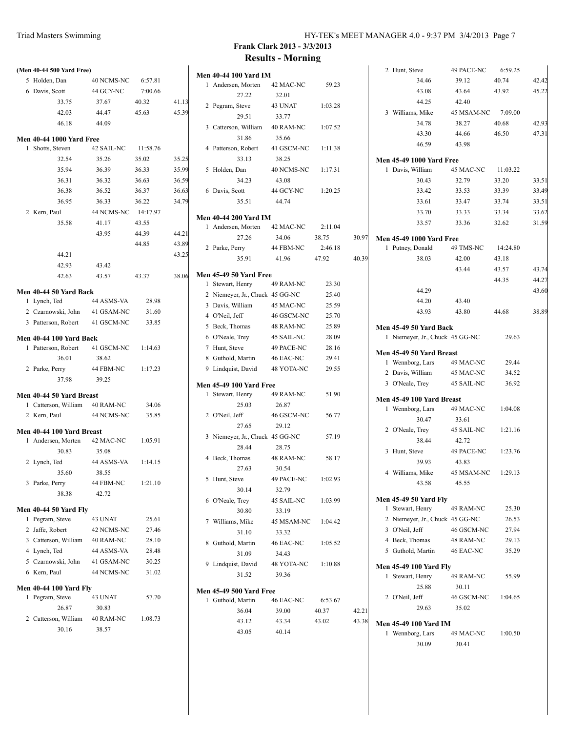**Frank Clark 2013 - 3/3/2013**

## Results - Morning

**(Men 40-44 500 Yard Free)**

| | | | | |
|---|---|---|---|---|
| 5 Holden, Dan | 40 NCMS-NC | 6:57.81 | | |
| 6 Davis, Scott | 44 GCY-NC | 7:00.66 | | |
| | 33.75 | 37.67 | 40.32 | 41.13 |
| | 42.03 | 44.47 | 45.63 | 45.39 |
| | 46.18 | 44.09 | | |

**Men 40-44 1000 Yard Free**

| | | | | |
|---|---|---|---|---|
| 1 Shotts, Steven | 42 SAIL-NC | 11:58.76 | | |
| | 32.54 | 35.26 | 35.02 | 35.25 |
| | 35.94 | 36.39 | 36.33 | 35.99 |
| | 36.31 | 36.32 | 36.63 | 36.59 |
| | 36.38 | 36.52 | 36.37 | 36.63 |
| | 36.95 | 36.33 | 36.22 | 34.79 |
| 2 Kern, Paul | 44 NCMS-NC | 14:17.97 | | |
| | 35.58 | 41.17 | 43.55 | |
| | | 43.95 | 44.39 | 44.21 |
| | | | 44.85 | 43.89 |
| | 44.21 | | | 43.25 |
| | 42.93 | 43.42 | | |
| | 42.63 | 43.57 | 43.37 | 38.06 |

**Men 40-44 50 Yard Back**

| | | |
|---|---|---|
| 1 Lynch, Ted | 44 ASMS-VA | 28.98 |
| 2 Czarnowski, John | 41 GSAM-NC | 31.60 |
| 3 Patterson, Robert | 41 GSCM-NC | 33.85 |

**Men 40-44 100 Yard Back**

| | | |
|---|---|---|
| 1 Patterson, Robert | 41 GSCM-NC | 1:14.63 |
| | 36.01 | 38.62 |
| 2 Parke, Perry | 44 FBM-NC | 1:17.23 |
| | 37.98 | 39.25 |

**Men 40-44 50 Yard Breast**

| | | |
|---|---|---|
| 1 Catterson, William | 40 RAM-NC | 34.06 |
| 2 Kern, Paul | 44 NCMS-NC | 35.85 |

**Men 40-44 100 Yard Breast**

| | | |
|---|---|---|
| 1 Andersen, Morten | 42 MAC-NC | 1:05.91 |
| | 30.83 | 35.08 |
| 2 Lynch, Ted | 44 ASMS-VA | 1:14.15 |
| | 35.60 | 38.55 |
| 3 Parke, Perry | 44 FBM-NC | 1:21.10 |
| | 38.38 | 42.72 |

**Men 40-44 50 Yard Fly**

| | | |
|---|---|---|
| 1 Pegram, Steve | 43 UNAT | 25.61 |
| 2 Jaffe, Robert | 42 NCMS-NC | 27.46 |
| 3 Catterson, William | 40 RAM-NC | 28.10 |
| 4 Lynch, Ted | 44 ASMS-VA | 28.48 |
| 5 Czarnowski, John | 41 GSAM-NC | 30.25 |
| 6 Kern, Paul | 44 NCMS-NC | 31.02 |

**Men 40-44 100 Yard Fly**

| | | |
|---|---|---|
| 1 Pegram, Steve | 43 UNAT | 57.70 |
| | 26.87 | 30.83 |
| 2 Catterson, William | 40 RAM-NC | 1:08.73 |
| | 30.16 | 38.57 |

**Men 40-44 100 Yard IM**

| | | |
|---|---|---|
| 1 Andersen, Morten | 42 MAC-NC | 59.23 |
| | 27.22 | 32.01 |
| 2 Pegram, Steve | 43 UNAT | 1:03.28 |
| | 29.51 | 33.77 |
| 3 Catterson, William | 40 RAM-NC | 1:07.52 |
| | 31.86 | 35.66 |
| 4 Patterson, Robert | 41 GSCM-NC | 1:11.38 |
| | 33.13 | 38.25 |
| 5 Holden, Dan | 40 NCMS-NC | 1:17.31 |
| | 34.23 | 43.08 |
| 6 Davis, Scott | 44 GCY-NC | 1:20.25 |
| | 35.51 | 44.74 |

**Men 40-44 200 Yard IM**

| | | | | |
|---|---|---|---|---|
| 1 Andersen, Morten | 42 MAC-NC | 2:11.04 | | |
| | 27.26 | 34.06 | 38.75 | 30.97 |
| 2 Parke, Perry | 44 FBM-NC | 2:46.18 | | |
| | 35.91 | 41.96 | 47.92 | 40.39 |

**Men 45-49 50 Yard Free**

| | | |
|---|---|---|
| 1 Stewart, Henry | 49 RAM-NC | 23.30 |
| 2 Niemeyer, Jr., Chuck | 45 GG-NC | 25.40 |
| 3 Davis, William | 45 MAC-NC | 25.59 |
| 4 O'Neil, Jeff | 46 GSCM-NC | 25.70 |
| 5 Beck, Thomas | 48 RAM-NC | 25.89 |
| 6 O'Neale, Trey | 45 SAIL-NC | 28.09 |
| 7 Hunt, Steve | 49 PACE-NC | 28.16 |
| 8 Guthold, Martin | 46 EAC-NC | 29.41 |
| 9 Lindquist, David | 48 YOTA-NC | 29.55 |

**Men 45-49 100 Yard Free**

| | | |
|---|---|---|
| 1 Stewart, Henry | 49 RAM-NC | 51.90 |
| | 25.03 | 26.87 |
| 2 O'Neil, Jeff | 46 GSCM-NC | 56.77 |
| | 27.65 | 29.12 |
| 3 Niemeyer, Jr., Chuck | 45 GG-NC | 57.19 |
| | 28.44 | 28.75 |
| 4 Beck, Thomas | 48 RAM-NC | 58.17 |
| | 27.63 | 30.54 |
| 5 Hunt, Steve | 49 PACE-NC | 1:02.93 |
| | 30.14 | 32.79 |
| 6 O'Neale, Trey | 45 SAIL-NC | 1:03.99 |
| | 30.80 | 33.19 |
| 7 Williams, Mike | 45 MSAM-NC | 1:04.42 |
| | 31.10 | 33.32 |
| 8 Guthold, Martin | 46 EAC-NC | 1:05.52 |
| | 31.09 | 34.43 |
| 9 Lindquist, David | 48 YOTA-NC | 1:10.88 |
| | 31.52 | 39.36 |

**Men 45-49 500 Yard Free**

| | | | | |
|---|---|---|---|---|
| 1 Guthold, Martin | 46 EAC-NC | 6:53.67 | | |
| | 36.04 | 39.00 | 40.37 | 42.21 |
| | 43.12 | 43.34 | 43.02 | 43.38 |
| | 43.05 | 40.14 | | |
| 2 Hunt, Steve | 49 PACE-NC | 6:59.25 | | |
| | 34.46 | 39.12 | 40.74 | 42.42 |
| | 43.08 | 43.64 | 43.92 | 45.22 |
| | 44.25 | 42.40 | | |
| 3 Williams, Mike | 45 MSAM-NC | 7:09.00 | | |
| | 34.78 | 38.27 | 40.68 | 42.93 |
| | 43.30 | 44.66 | 46.50 | 47.31 |
| | 46.59 | 43.98 | | |

**Men 45-49 1000 Yard Free**

| | | | | |
|---|---|---|---|---|
| 1 Davis, William | 45 MAC-NC | 11:03.22 | | |
| | 30.43 | 32.79 | 33.20 | 33.51 |
| | 33.42 | 33.53 | 33.39 | 33.49 |
| | 33.61 | 33.47 | 33.74 | 33.51 |
| | 33.70 | 33.33 | 33.34 | 33.62 |
| | 33.57 | 33.36 | 32.62 | 31.59 |

**Men 45-49 1000 Yard Free**

| | | | | |
|---|---|---|---|---|
| 1 Putney, Donald | 49 TMS-NC | 14:24.80 | | |
| | 38.03 | 42.00 | 43.18 | |
| | | 43.44 | 43.57 | 43.74 |
| | | | 44.35 | 44.27 |
| | 44.29 | | | 43.60 |
| | 44.20 | 43.40 | | |
| | 43.93 | 43.80 | 44.68 | 38.89 |

**Men 45-49 50 Yard Back**

| | | |
|---|---|---|
| 1 Niemeyer, Jr., Chuck | 45 GG-NC | 29.63 |

**Men 45-49 50 Yard Breast**

| | | |
|---|---|---|
| 1 Wennborg, Lars | 49 MAC-NC | 29.44 |
| 2 Davis, William | 45 MAC-NC | 34.52 |
| 3 O'Neale, Trey | 45 SAIL-NC | 36.92 |

**Men 45-49 100 Yard Breast**

| | | |
|---|---|---|
| 1 Wennborg, Lars | 49 MAC-NC | 1:04.08 |
| | 30.47 | 33.61 |
| 2 O'Neale, Trey | 45 SAIL-NC | 1:21.16 |
| | 38.44 | 42.72 |
| 3 Hunt, Steve | 49 PACE-NC | 1:23.76 |
| | 39.93 | 43.83 |
| 4 Williams, Mike | 45 MSAM-NC | 1:29.13 |
| | 43.58 | 45.55 |

**Men 45-49 50 Yard Fly**

| | | |
|---|---|---|
| 1 Stewart, Henry | 49 RAM-NC | 25.30 |
| 2 Niemeyer, Jr., Chuck | 45 GG-NC | 26.53 |
| 3 O'Neil, Jeff | 46 GSCM-NC | 27.94 |
| 4 Beck, Thomas | 48 RAM-NC | 29.13 |
| 5 Guthold, Martin | 46 EAC-NC | 35.29 |

**Men 45-49 100 Yard Fly**

| | | |
|---|---|---|
| 1 Stewart, Henry | 49 RAM-NC | 55.99 |
| | 25.88 | 30.11 |
| 2 O'Neil, Jeff | 46 GSCM-NC | 1:04.65 |
| | 29.63 | 35.02 |

**Men 45-49 100 Yard IM**

| | | |
|---|---|---|
| 1 Wennborg, Lars | 49 MAC-NC | 1:00.50 |
| | 30.09 | 30.41 |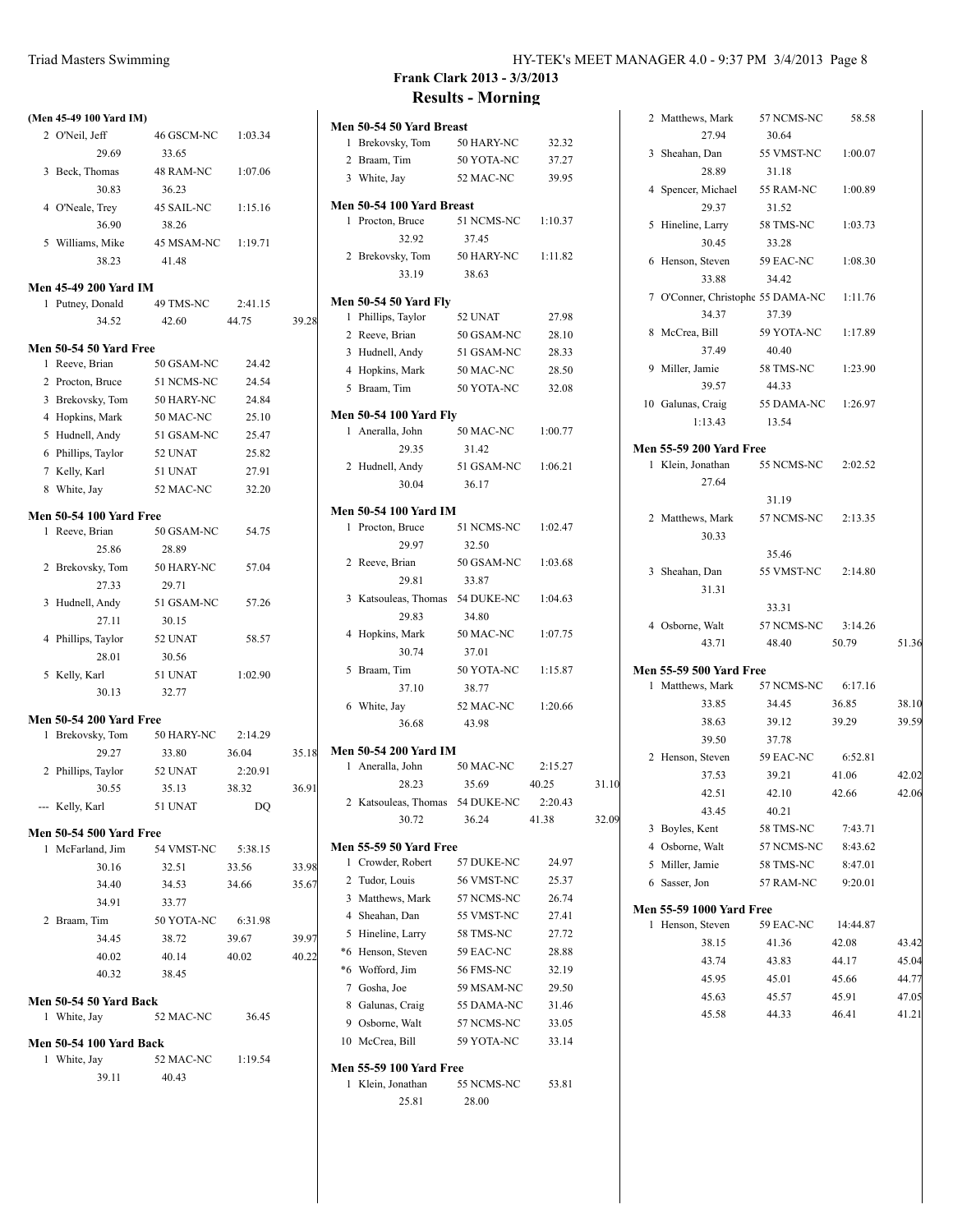## Frank Clark 2013 - 3/3/2013

## Results - Morning

**(Men 45-49 100 Yard IM)**

2 O'Neil, Jeff 46 GSCM-NC 1:03.34
29.69 33.65
3 Beck, Thomas 48 RAM-NC 1:07.06
30.83 36.23
4 O'Neale, Trey 45 SAIL-NC 1:15.16
36.90 38.26
5 Williams, Mike 45 MSAM-NC 1:19.71
38.23 41.48

**Men 45-49 200 Yard IM**

1 Putney, Donald 49 TMS-NC 2:41.15
34.52 42.60 44.75 39.28

**Men 50-54 50 Yard Free**

1 Reeve, Brian 50 GSAM-NC 24.42
2 Procton, Bruce 51 NCMS-NC 24.54
3 Brekovsky, Tom 50 HARY-NC 24.84
4 Hopkins, Mark 50 MAC-NC 25.10
5 Hudnell, Andy 51 GSAM-NC 25.47
6 Phillips, Taylor 52 UNAT 25.82
7 Kelly, Karl 51 UNAT 27.91
8 White, Jay 52 MAC-NC 32.20

**Men 50-54 100 Yard Free**

1 Reeve, Brian 50 GSAM-NC 54.75
25.86 28.89
2 Brekovsky, Tom 50 HARY-NC 57.04
27.33 29.71
3 Hudnell, Andy 51 GSAM-NC 57.26
27.11 30.15
4 Phillips, Taylor 52 UNAT 58.57
28.01 30.56
5 Kelly, Karl 51 UNAT 1:02.90
30.13 32.77

**Men 50-54 200 Yard Free**

1 Brekovsky, Tom 50 HARY-NC 2:14.29
29.27 33.80 36.04 35.18
2 Phillips, Taylor 52 UNAT 2:20.91
30.55 35.13 38.32 36.91
--- Kelly, Karl 51 UNAT DQ

**Men 50-54 500 Yard Free**

1 McFarland, Jim 54 VMST-NC 5:38.15
30.16 32.51 33.56 33.98
34.40 34.53 34.66 35.67
34.91 33.77
2 Braam, Tim 50 YOTA-NC 6:31.98
34.45 38.72 39.67 39.97
40.02 40.14 40.02 40.22
40.32 38.45

**Men 50-54 50 Yard Back**

1 White, Jay 52 MAC-NC 36.45

**Men 50-54 100 Yard Back**

1 White, Jay 52 MAC-NC 1:19.54
39.11 40.43

**Men 50-54 50 Yard Breast**

1 Brekovsky, Tom 50 HARY-NC 32.32
2 Braam, Tim 50 YOTA-NC 37.27
3 White, Jay 52 MAC-NC 39.95

**Men 50-54 100 Yard Breast**

1 Procton, Bruce 51 NCMS-NC 1:10.37
32.92 37.45
2 Brekovsky, Tom 50 HARY-NC 1:11.82
33.19 38.63

**Men 50-54 50 Yard Fly**

1 Phillips, Taylor 52 UNAT 27.98
2 Reeve, Brian 50 GSAM-NC 28.10
3 Hudnell, Andy 51 GSAM-NC 28.33
4 Hopkins, Mark 50 MAC-NC 28.50
5 Braam, Tim 50 YOTA-NC 32.08

**Men 50-54 100 Yard Fly**

1 Aneralla, John 50 MAC-NC 1:00.77
29.35 31.42
2 Hudnell, Andy 51 GSAM-NC 1:06.21
30.04 36.17

**Men 50-54 100 Yard IM**

1 Procton, Bruce 51 NCMS-NC 1:02.47
29.97 32.50
2 Reeve, Brian 50 GSAM-NC 1:03.68
29.81 33.87
3 Katsouleas, Thomas 54 DUKE-NC 1:04.63
29.83 34.80
4 Hopkins, Mark 50 MAC-NC 1:07.75
30.74 37.01
5 Braam, Tim 50 YOTA-NC 1:15.87
37.10 38.77
6 White, Jay 52 MAC-NC 1:20.66
36.68 43.98

**Men 50-54 200 Yard IM**

1 Aneralla, John 50 MAC-NC 2:15.27
28.23 35.69 40.25 31.10
2 Katsouleas, Thomas 54 DUKE-NC 2:20.43
30.72 36.24 41.38 32.09

**Men 55-59 50 Yard Free**

1 Crowder, Robert 57 DUKE-NC 24.97
2 Tudor, Louis 56 VMST-NC 25.37
3 Matthews, Mark 57 NCMS-NC 26.74
4 Sheahan, Dan 55 VMST-NC 27.41
5 Hineline, Larry 58 TMS-NC 27.72
*6 Henson, Steven 59 EAC-NC 28.88
*6 Wofford, Jim 56 FMS-NC 32.19
7 Gosha, Joe 59 MSAM-NC 29.50
8 Galunas, Craig 55 DAMA-NC 31.46
9 Osborne, Walt 57 NCMS-NC 33.05
10 McCrea, Bill 59 YOTA-NC 33.14

**Men 55-59 100 Yard Free**

1 Klein, Jonathan 55 NCMS-NC 53.81
25.81 28.00
2 Matthews, Mark 57 NCMS-NC 58.58
27.94 30.64
3 Sheahan, Dan 55 VMST-NC 1:00.07
28.89 31.18
4 Spencer, Michael 55 RAM-NC 1:00.89
29.37 31.52
5 Hineline, Larry 58 TMS-NC 1:03.73
30.45 33.28
6 Henson, Steven 59 EAC-NC 1:08.30
33.88 34.42
7 O'Conner, Christophe 55 DAMA-NC 1:11.76
34.37 37.39
8 McCrea, Bill 59 YOTA-NC 1:17.89
37.49 40.40
9 Miller, Jamie 58 TMS-NC 1:23.90
39.57 44.33
10 Galunas, Craig 55 DAMA-NC 1:26.97
1:13.43 13.54

**Men 55-59 200 Yard Free**

1 Klein, Jonathan 55 NCMS-NC 2:02.52
27.64
31.19
2 Matthews, Mark 57 NCMS-NC 2:13.35
30.33
35.46
3 Sheahan, Dan 55 VMST-NC 2:14.80
31.31
33.31
4 Osborne, Walt 57 NCMS-NC 3:14.26
43.71 48.40 50.79 51.36

**Men 55-59 500 Yard Free**

1 Matthews, Mark 57 NCMS-NC 6:17.16
33.85 34.45 36.85 38.10
38.63 39.12 39.29 39.59
39.50 37.78
2 Henson, Steven 59 EAC-NC 6:52.81
37.53 39.21 41.06 42.02
42.51 42.10 42.66 42.06
43.45 40.21
3 Boyles, Kent 58 TMS-NC 7:43.71
4 Osborne, Walt 57 NCMS-NC 8:43.62
5 Miller, Jamie 58 TMS-NC 8:47.01
6 Sasser, Jon 57 RAM-NC 9:20.01

**Men 55-59 1000 Yard Free**

1 Henson, Steven 59 EAC-NC 14:44.87
38.15 41.36 42.08 43.42
43.74 43.83 44.17 45.04
45.95 45.01 45.66 44.77
45.63 45.57 45.91 47.05
45.58 44.33 46.41 41.21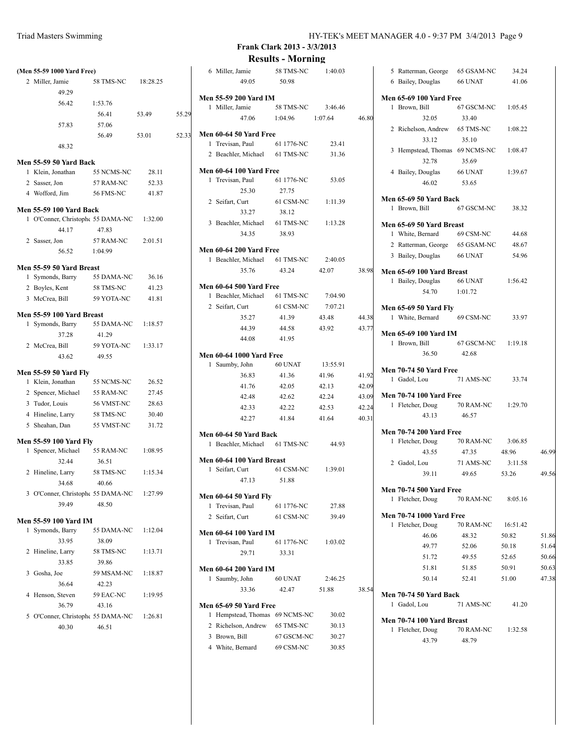**Frank Clark 2013 - 3/3/2013**

**Results - Morning**

**(Men 55-59 1000 Yard Free)**

| | | | | | | |
|---|---|---|---|---|---|---|
| 2 | Miller, Jamie | 58 TMS-NC | 18:28.25 | | | |
| | 49.29 | | | | | |
| | 56.42 | 1:53.76 | | | | |
| | | 56.41 | 53.49 | 55.29 | | |
| | 57.83 | 57.06 | | | | |
| | | 56.49 | 53.01 | 52.33 | | |
| | 48.32 | | | | | |

**Men 55-59 50 Yard Back**

| | | | |
|---|---|---|---|
| 1 | Klein, Jonathan | 55 NCMS-NC | 28.11 |
| 2 | Sasser, Jon | 57 RAM-NC | 52.33 |
| 4 | Wofford, Jim | 56 FMS-NC | 41.87 |

**Men 55-59 100 Yard Back**

| | | | |
|---|---|---|---|
| 1 | O'Conner, Christophe | 55 DAMA-NC | 1:32.00 |
| | 44.17 | 47.83 | |
| 2 | Sasser, Jon | 57 RAM-NC | 2:01.51 |
| | 56.52 | 1:04.99 | |

**Men 55-59 50 Yard Breast**

| | | | |
|---|---|---|---|
| 1 | Symonds, Barry | 55 DAMA-NC | 36.16 |
| 2 | Boyles, Kent | 58 TMS-NC | 41.23 |
| 3 | McCrea, Bill | 59 YOTA-NC | 41.81 |

**Men 55-59 100 Yard Breast**

| | | | |
|---|---|---|---|
| 1 | Symonds, Barry | 55 DAMA-NC | 1:18.57 |
| | 37.28 | 41.29 | |
| 2 | McCrea, Bill | 59 YOTA-NC | 1:33.17 |
| | 43.62 | 49.55 | |

**Men 55-59 50 Yard Fly**

| | | | |
|---|---|---|---|
| 1 | Klein, Jonathan | 55 NCMS-NC | 26.52 |
| 2 | Spencer, Michael | 55 RAM-NC | 27.45 |
| 3 | Tudor, Louis | 56 VMST-NC | 28.63 |
| 4 | Hineline, Larry | 58 TMS-NC | 30.40 |
| 5 | Sheahan, Dan | 55 VMST-NC | 31.72 |

**Men 55-59 100 Yard Fly**

| | | | |
|---|---|---|---|
| 1 | Spencer, Michael | 55 RAM-NC | 1:08.95 |
| | 32.44 | 36.51 | |
| 2 | Hineline, Larry | 58 TMS-NC | 1:15.34 |
| | 34.68 | 40.66 | |
| 3 | O'Conner, Christophe | 55 DAMA-NC | 1:27.99 |
| | 39.49 | 48.50 | |

**Men 55-59 100 Yard IM**

| | | | |
|---|---|---|---|
| 1 | Symonds, Barry | 55 DAMA-NC | 1:12.04 |
| | 33.95 | 38.09 | |
| 2 | Hineline, Larry | 58 TMS-NC | 1:13.71 |
| | 33.85 | 39.86 | |
| 3 | Gosha, Joe | 59 MSAM-NC | 1:18.87 |
| | 36.64 | 42.23 | |
| 4 | Henson, Steven | 59 EAC-NC | 1:19.95 |
| | 36.79 | 43.16 | |
| 5 | O'Conner, Christophe | 55 DAMA-NC | 1:26.81 |
| | 40.30 | 46.51 | |

| | | | |
|---|---|---|---|
| 6 | Miller, Jamie | 58 TMS-NC | 1:40.03 |
| | 49.05 | 50.98 | |

**Men 55-59 200 Yard IM**

| | | | | |
|---|---|---|---|---|
| 1 | Miller, Jamie | 58 TMS-NC | 3:46.46 | |
| | 47.06 | 1:04.96 | 1:07.64 | 46.80 |

**Men 60-64 50 Yard Free**

| | | | |
|---|---|---|---|
| 1 | Trevisan, Paul | 61 1776-NC | 23.41 |
| 2 | Beachler, Michael | 61 TMS-NC | 31.36 |

**Men 60-64 100 Yard Free**

| | | | |
|---|---|---|---|
| 1 | Trevisan, Paul | 61 1776-NC | 53.05 |
| | 25.30 | 27.75 | |
| 2 | Seifart, Curt | 61 CSM-NC | 1:11.39 |
| | 33.27 | 38.12 | |
| 3 | Beachler, Michael | 61 TMS-NC | 1:13.28 |
| | 34.35 | 38.93 | |

**Men 60-64 200 Yard Free**

| | | | | |
|---|---|---|---|---|
| 1 | Beachler, Michael | 61 TMS-NC | 2:40.05 | |
| | 35.76 | 43.24 | 42.07 | 38.98 |

**Men 60-64 500 Yard Free**

| | | | | |
|---|---|---|---|---|
| 1 | Beachler, Michael | 61 TMS-NC | 7:04.90 | |
| 2 | Seifart, Curt | 61 CSM-NC | 7:07.21 | |
| | 35.27 | 41.39 | 43.48 | 44.38 |
| | 44.39 | 44.58 | 43.92 | 43.77 |
| | 44.08 | 41.95 | | |

**Men 60-64 1000 Yard Free**

| | | | | |
|---|---|---|---|---|
| 1 | Saumby, John | 60 UNAT | 13:55.91 | |
| | 36.83 | 41.36 | 41.96 | 41.92 |
| | 41.76 | 42.05 | 42.13 | 42.09 |
| | 42.48 | 42.62 | 42.24 | 43.09 |
| | 42.33 | 42.22 | 42.53 | 42.24 |
| | 42.27 | 41.84 | 41.64 | 40.31 |

**Men 60-64 50 Yard Back**

| | | | |
|---|---|---|---|
| 1 | Beachler, Michael | 61 TMS-NC | 44.93 |

**Men 60-64 100 Yard Breast**

| | | | |
|---|---|---|---|
| 1 | Seifart, Curt | 61 CSM-NC | 1:39.01 |
| | 47.13 | 51.88 | |

**Men 60-64 50 Yard Fly**

| | | | |
|---|---|---|---|
| 1 | Trevisan, Paul | 61 1776-NC | 27.88 |
| 2 | Seifart, Curt | 61 CSM-NC | 39.49 |

**Men 60-64 100 Yard IM**

| | | | |
|---|---|---|---|
| 1 | Trevisan, Paul | 61 1776-NC | 1:03.02 |
| | 29.71 | 33.31 | |

**Men 60-64 200 Yard IM**

| | | | | |
|---|---|---|---|---|
| 1 | Saumby, John | 60 UNAT | 2:46.25 | |
| | 33.36 | 42.47 | 51.88 | 38.54 |

**Men 65-69 50 Yard Free**

| | | | |
|---|---|---|---|
| 1 | Hempstead, Thomas | 69 NCMS-NC | 30.02 |
| 2 | Richelson, Andrew | 65 TMS-NC | 30.13 |
| 3 | Brown, Bill | 67 GSCM-NC | 30.27 |
| 4 | White, Bernard | 69 CSM-NC | 30.85 |
| 5 | Ratterman, George | 65 GSAM-NC | 34.24 |
| 6 | Bailey, Douglas | 66 UNAT | 41.06 |

**Men 65-69 100 Yard Free**

| | | | |
|---|---|---|---|
| 1 | Brown, Bill | 67 GSCM-NC | 1:05.45 |
| | 32.05 | 33.40 | |
| 2 | Richelson, Andrew | 65 TMS-NC | 1:08.22 |
| | 33.12 | 35.10 | |
| 3 | Hempstead, Thomas | 69 NCMS-NC | 1:08.47 |
| | 32.78 | 35.69 | |
| 4 | Bailey, Douglas | 66 UNAT | 1:39.67 |
| | 46.02 | 53.65 | |

**Men 65-69 50 Yard Back**

| | | | |
|---|---|---|---|
| 1 | Brown, Bill | 67 GSCM-NC | 38.32 |

**Men 65-69 50 Yard Breast**

| | | | |
|---|---|---|---|
| 1 | White, Bernard | 69 CSM-NC | 44.68 |
| 2 | Ratterman, George | 65 GSAM-NC | 48.67 |
| 3 | Bailey, Douglas | 66 UNAT | 54.96 |

**Men 65-69 100 Yard Breast**

| | | | |
|---|---|---|---|
| 1 | Bailey, Douglas | 66 UNAT | 1:56.42 |
| | 54.70 | 1:01.72 | |

**Men 65-69 50 Yard Fly**

| | | | |
|---|---|---|---|
| 1 | White, Bernard | 69 CSM-NC | 33.97 |

**Men 65-69 100 Yard IM**

| | | | |
|---|---|---|---|
| 1 | Brown, Bill | 67 GSCM-NC | 1:19.18 |
| | 36.50 | 42.68 | |

**Men 70-74 50 Yard Free**

| | | | |
|---|---|---|---|
| 1 | Gadol, Lou | 71 AMS-NC | 33.74 |

**Men 70-74 100 Yard Free**

| | | | |
|---|---|---|---|
| 1 | Fletcher, Doug | 70 RAM-NC | 1:29.70 |
| | 43.13 | 46.57 | |

**Men 70-74 200 Yard Free**

| | | | | |
|---|---|---|---|---|
| 1 | Fletcher, Doug | 70 RAM-NC | 3:06.85 | |
| | 43.55 | 47.35 | 48.96 | 46.99 |
| 2 | Gadol, Lou | 71 AMS-NC | 3:11.58 | |
| | 39.11 | 49.65 | 53.26 | 49.56 |

**Men 70-74 500 Yard Free**

| | | | |
|---|---|---|---|
| 1 | Fletcher, Doug | 70 RAM-NC | 8:05.16 |

**Men 70-74 1000 Yard Free**

| | | | | |
|---|---|---|---|---|
| 1 | Fletcher, Doug | 70 RAM-NC | 16:51.42 | |
| | 46.06 | 48.32 | 50.82 | 51.86 |
| | 49.77 | 52.06 | 50.18 | 51.64 |
| | 51.72 | 49.55 | 52.65 | 50.66 |
| | 51.81 | 51.85 | 50.91 | 50.63 |
| | 50.14 | 52.41 | 51.00 | 47.38 |

**Men 70-74 50 Yard Back**

| | | | |
|---|---|---|---|
| 1 | Gadol, Lou | 71 AMS-NC | 41.20 |

**Men 70-74 100 Yard Breast**

| | | | |
|---|---|---|---|
| 1 | Fletcher, Doug | 70 RAM-NC | 1:32.58 |
| | 43.79 | 48.79 | |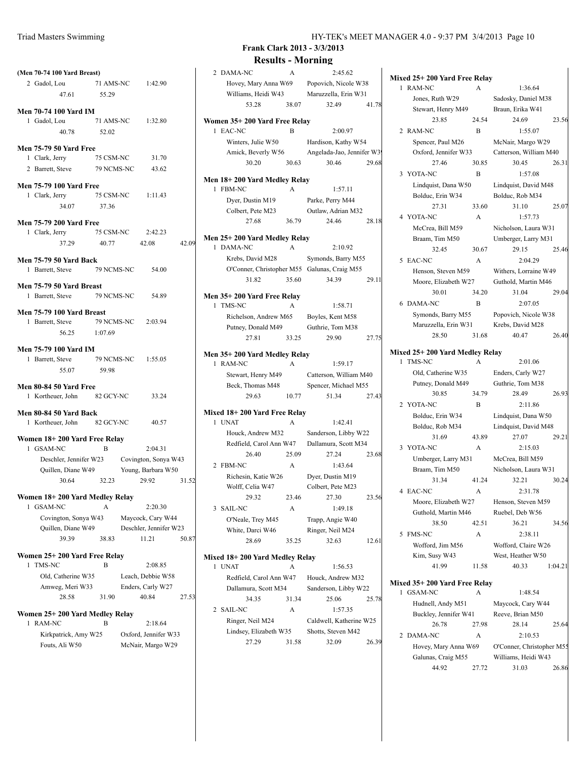## Frank Clark 2013 - 3/3/2013

## Results - Morning

**(Men 70-74 100 Yard Breast)**

| | | | |
|---|---|---|---|
| 2 Gadol, Lou | 71 AMS-NC | 1:42.90 | |
| 47.61 | 55.29 | | |

**Men 70-74 100 Yard IM**

| | | | |
|---|---|---|---|
| 1 Gadol, Lou | 71 AMS-NC | 1:32.80 | |
| 40.78 | 52.02 | | |

**Men 75-79 50 Yard Free**

| | | |
|---|---|---|
| 1 Clark, Jerry | 75 CSM-NC | 31.70 |
| 2 Barrett, Steve | 79 NCMS-NC | 43.62 |

**Men 75-79 100 Yard Free**

| | | |
|---|---|---|
| 1 Clark, Jerry | 75 CSM-NC | 1:11.43 |
| 34.07 | 37.36 | |

**Men 75-79 200 Yard Free**

| | | | |
|---|---|---|---|
| 1 Clark, Jerry | 75 CSM-NC | 2:42.23 | |
| 37.29 | 40.77 | 42.08 | 42.09 |

**Men 75-79 50 Yard Back**

| | | |
|---|---|---|
| 1 Barrett, Steve | 79 NCMS-NC | 54.00 |

**Men 75-79 50 Yard Breast**

| | | |
|---|---|---|
| 1 Barrett, Steve | 79 NCMS-NC | 54.89 |

**Men 75-79 100 Yard Breast**

| | | |
|---|---|---|
| 1 Barrett, Steve | 79 NCMS-NC | 2:03.94 |
| 56.25 | 1:07.69 | |

**Men 75-79 100 Yard IM**

| | | |
|---|---|---|
| 1 Barrett, Steve | 79 NCMS-NC | 1:55.05 |
| 55.07 | 59.98 | |

**Men 80-84 50 Yard Free**

| | | |
|---|---|---|
| 1 Kortheuer, John | 82 GCY-NC | 33.24 |

**Men 80-84 50 Yard Back**

| | | |
|---|---|---|
| 1 Kortheuer, John | 82 GCY-NC | 40.57 |

**Women 18+ 200 Yard Free Relay**

| | | | |
|---|---|---|---|
| 1 GSAM-NC | B | 2:04.31 | |
| Deschler, Jennifer W23 | | Covington, Sonya W43 | |
| Quillen, Diane W49 | | Young, Barbara W50 | |
| 30.64 | 32.23 | 29.92 | 31.52 |

**Women 18+ 200 Yard Medley Relay**

| | | | |
|---|---|---|---|
| 1 GSAM-NC | A | 2:20.30 | |
| Covington, Sonya W43 | | Maycock, Cary W44 | |
| Quillen, Diane W49 | | Deschler, Jennifer W23 | |
| 39.39 | 38.83 | 11.21 | 50.87 |

**Women 25+ 200 Yard Free Relay**

| | | | |
|---|---|---|---|
| 1 TMS-NC | B | 2:08.85 | |
| Old, Catherine W35 | | Leach, Debbie W58 | |
| Amweg, Meri W33 | | Enders, Carly W27 | |
| 28.58 | 31.90 | 40.84 | 27.53 |

**Women 25+ 200 Yard Medley Relay**

| | | | |
|---|---|---|---|
| 1 RAM-NC | B | 2:18.64 | |
| Kirkpatrick, Amy W25 | | Oxford, Jennifer W33 | |
| Fouts, Ali W50 | | McNair, Margo W29 | |
| 2 DAMA-NC | A | 2:45.62 | |
| Hovey, Mary Anna W69 | | Popovich, Nicole W38 | |
| Williams, Heidi W43 | | Maruzzella, Erin W31 | |
| 53.28 | 38.07 | 32.49 | 41.78 |

**Women 35+ 200 Yard Free Relay**

| | | | |
|---|---|---|---|
| 1 EAC-NC | B | 2:00.97 | |
| Winters, Julie W50 | | Hardison, Kathy W54 | |
| Amick, Beverly W56 | | Angelada-Jao, Jennifer W3 | |
| 30.20 | 30.63 | 30.46 | 29.68 |

**Men 18+ 200 Yard Medley Relay**

| | | | |
|---|---|---|---|
| 1 FBM-NC | A | 1:57.11 | |
| Dyer, Dustin M19 | | Parke, Perry M44 | |
| Colbert, Pete M23 | | Outlaw, Adrian M32 | |
| 27.68 | 36.79 | 24.46 | 28.18 |

**Men 25+ 200 Yard Medley Relay**

| | | | |
|---|---|---|---|
| 1 DAMA-NC | A | 2:10.92 | |
| Krebs, David M28 | | Symonds, Barry M55 | |
| O'Conner, Christopher M55 | | Galunas, Craig M55 | |
| 31.82 | 35.60 | 34.39 | 29.11 |

**Men 35+ 200 Yard Free Relay**

| | | | |
|---|---|---|---|
| 1 TMS-NC | A | 1:58.71 | |
| Richelson, Andrew M65 | | Boyles, Kent M58 | |
| Putney, Donald M49 | | Guthrie, Tom M38 | |
| 27.81 | 33.25 | 29.90 | 27.75 |

**Men 35+ 200 Yard Medley Relay**

| | | | |
|---|---|---|---|
| 1 RAM-NC | A | 1:59.17 | |
| Stewart, Henry M49 | | Catterson, William M40 | |
| Beck, Thomas M48 | | Spencer, Michael M55 | |
| 29.63 | 10.77 | 51.34 | 27.43 |

**Mixed 18+ 200 Yard Free Relay**

| | | | |
|---|---|---|---|
| 1 UNAT | A | 1:42.41 | |
| Houck, Andrew M32 | | Sanderson, Libby W22 | |
| Redfield, Carol Ann W47 | | Dallamura, Scott M34 | |
| 26.40 | 25.09 | 27.24 | 23.68 |
| 2 FBM-NC | A | 1:43.64 | |
| Richesin, Katie W26 | | Dyer, Dustin M19 | |
| Wolff, Celia W47 | | Colbert, Pete M23 | |
| 29.32 | 23.46 | 27.30 | 23.56 |
| 3 SAIL-NC | A | 1:49.18 | |
| O'Neale, Trey M45 | | Trapp, Angie W40 | |
| White, Darci W46 | | Ringer, Neil M24 | |
| 28.69 | 35.25 | 32.63 | 12.61 |

**Mixed 18+ 200 Yard Medley Relay**

| | | | |
|---|---|---|---|
| 1 UNAT | A | 1:56.53 | |
| Redfield, Carol Ann W47 | | Houck, Andrew M32 | |
| Dallamura, Scott M34 | | Sanderson, Libby W22 | |
| 34.35 | 31.34 | 25.06 | 25.78 |
| 2 SAIL-NC | A | 1:57.35 | |
| Ringer, Neil M24 | | Caldwell, Katherine W25 | |
| Lindsey, Elizabeth W35 | | Shotts, Steven M42 | |
| 27.29 | 31.58 | 32.09 | 26.39 |

**Mixed 25+ 200 Yard Free Relay**

| | | | |
|---|---|---|---|
| 1 RAM-NC | A | 1:36.64 | |
| Jones, Ruth W29 | | Sadosky, Daniel M38 | |
| Stewart, Henry M49 | | Braun, Erika W41 | |
| 23.85 | 24.54 | 24.69 | 23.56 |
| 2 RAM-NC | B | 1:55.07 | |
| Spencer, Paul M26 | | McNair, Margo W29 | |
| Oxford, Jennifer W33 | | Catterson, William M40 | |
| 27.46 | 30.85 | 30.45 | 26.31 |
| 3 YOTA-NC | B | 1:57.08 | |
| Lindquist, Dana W50 | | Lindquist, David M48 | |
| Bolduc, Erin W34 | | Bolduc, Rob M34 | |
| 27.31 | 33.60 | 31.10 | 25.07 |
| 4 YOTA-NC | A | 1:57.73 | |
| McCrea, Bill M59 | | Nicholson, Laura W31 | |
| Braam, Tim M50 | | Umberger, Larry M31 | |
| 32.45 | 30.67 | 29.15 | 25.46 |
| 5 EAC-NC | A | 2:04.29 | |
| Henson, Steven M59 | | Withers, Lorraine W49 | |
| Moore, Elizabeth W27 | | Guthold, Martin M46 | |
| 30.01 | 34.20 | 31.04 | 29.04 |
| 6 DAMA-NC | B | 2:07.05 | |
| Symonds, Barry M55 | | Popovich, Nicole W38 | |
| Maruzzella, Erin W31 | | Krebs, David M28 | |
| 28.50 | 31.68 | 40.47 | 26.40 |

**Mixed 25+ 200 Yard Medley Relay**

| | | | |
|---|---|---|---|
| 1 TMS-NC | A | 2:01.06 | |
| Old, Catherine W35 | | Enders, Carly W27 | |
| Putney, Donald M49 | | Guthrie, Tom M38 | |
| 30.85 | 34.79 | 28.49 | 26.93 |
| 2 YOTA-NC | B | 2:11.86 | |
| Bolduc, Erin W34 | | Lindquist, Dana W50 | |
| Bolduc, Rob M34 | | Lindquist, David M48 | |
| 31.69 | 43.89 | 27.07 | 29.21 |
| 3 YOTA-NC | A | 2:15.03 | |
| Umberger, Larry M31 | | McCrea, Bill M59 | |
| Braam, Tim M50 | | Nicholson, Laura W31 | |
| 31.34 | 41.24 | 32.21 | 30.24 |
| 4 EAC-NC | A | 2:31.78 | |
| Moore, Elizabeth W27 | | Henson, Steven M59 | |
| Guthold, Martin M46 | | Ruebel, Deb W56 | |
| 38.50 | 42.51 | 36.21 | 34.56 |
| 5 FMS-NC | A | 2:38.11 | |
| Wofford, Jim M56 | | Wofford, Claire W26 | |
| Kim, Susy W43 | | West, Heather W50 | |
| 41.99 | 11.58 | 40.33 | 1:04.21 |

**Mixed 35+ 200 Yard Free Relay**

| | | | |
|---|---|---|---|
| 1 GSAM-NC | A | 1:48.54 | |
| Hudnell, Andy M51 | | Maycock, Cary W44 | |
| Buckley, Jennifer W41 | | Reeve, Brian M50 | |
| 26.78 | 27.98 | 28.14 | 25.64 |
| 2 DAMA-NC | A | 2:10.53 | |
| Hovey, Mary Anna W69 | | O'Conner, Christopher M55 | |
| Galunas, Craig M55 | | Williams, Heidi W43 | |
| 44.92 | 27.72 | 31.03 | 26.86 |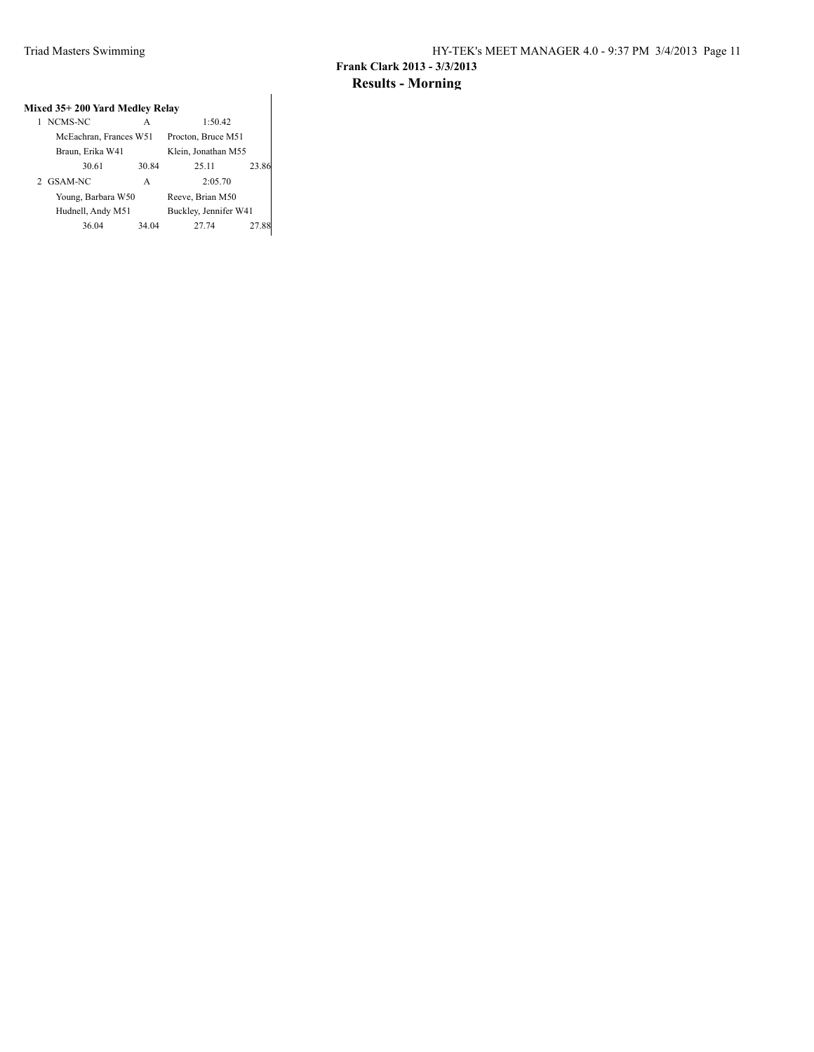**Frank Clark 2013 - 3/3/2013**

## Results - Morning

**Mixed 35+ 200 Yard Medley Relay**

| | | | | |
|---|---|---|---|---|
| 1 | NCMS-NC | A | 1:50.42 | |
| | McEachran, Frances W51 | | Procton, Bruce M51 | |
| | Braun, Erika W41 | | Klein, Jonathan M55 | |
| | 30.61 | 30.84 | 25.11 | 23.86 |
| 2 | GSAM-NC | A | 2:05.70 | |
| | Young, Barbara W50 | | Reeve, Brian M50 | |
| | Hudnell, Andy M51 | | Buckley, Jennifer W41 | |
| | 36.04 | 34.04 | 27.74 | 27.88 |